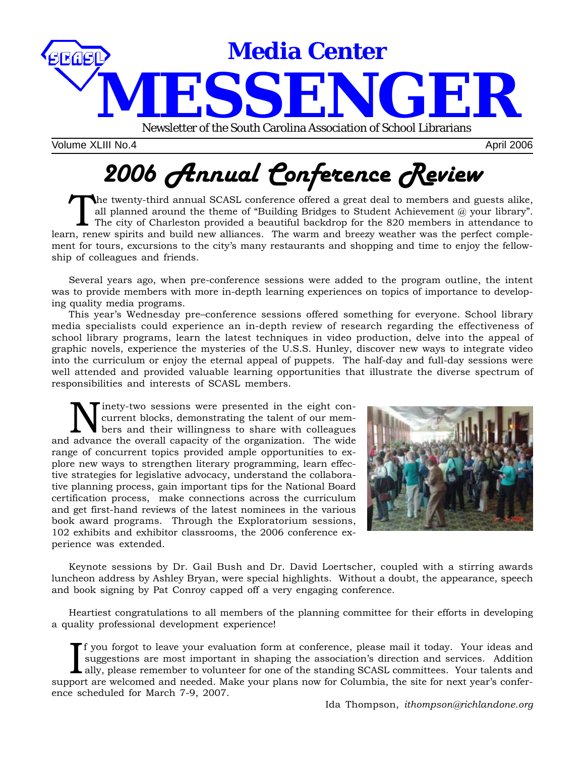# Media Center MESSENGER

Newsletter of the South Carolina Association of School Librarians

Volume XLIII No.4 April 2006

## 2006 Annual Conference Review

The twenty-third annual SCASL conference offered a great deal to members and guests alike, all planned around the theme of "Building Bridges to Student Achievement @ your library". The city of Charleston provided a beautiful backdrop for the 820 members in attendance to learn, renew spirits and build new alliances. The warm and breezy weather was the perfect complement for tours, excursions to the city's many restaurants and shopping and time to enjoy the fellowship of colleagues and friends.

Several years ago, when pre-conference sessions were added to the program outline, the intent was to provide members with more in-depth learning experiences on topics of importance to developing quality media programs.

This year's Wednesday pre–conference sessions offered something for everyone. School library media specialists could experience an in-depth review of research regarding the effectiveness of school library programs, learn the latest techniques in video production, delve into the appeal of graphic novels, experience the mysteries of the U.S.S. Hunley, discover new ways to integrate video into the curriculum or enjoy the eternal appeal of puppets. The half-day and full-day sessions were well attended and provided valuable learning opportunities that illustrate the diverse spectrum of responsibilities and interests of SCASL members.

Ninety-two sessions were presented in the eight concurrent blocks, demonstrating the talent of our members and their willingness to share with colleagues and advance the overall capacity of the organization. The wide range of concurrent topics provided ample opportunities to explore new ways to strengthen literary programming, learn effective strategies for legislative advocacy, understand the collaborative planning process, gain important tips for the National Board certification process, make connections across the curriculum and get first-hand reviews of the latest nominees in the various book award programs. Through the Exploratorium sessions, 102 exhibits and exhibitor classrooms, the 2006 conference experience was extended.

Keynote sessions by Dr. Gail Bush and Dr. David Loertscher, coupled with a stirring awards luncheon address by Ashley Bryan, were special highlights. Without a doubt, the appearance, speech and book signing by Pat Conroy capped off a very engaging conference.

Heartiest congratulations to all members of the planning committee for their efforts in developing a quality professional development experience!

If you forgot to leave your evaluation form at conference, please mail it today. Your ideas and suggestions are most important in shaping the association's direction and services. Additionally, please remember to volunteer for one of the standing SCASL committees. Your talents and support are welcomed and needed. Make your plans now for Columbia, the site for next year's conference scheduled for March 7-9, 2007.

Ida Thompson, *ithompson@richlandone.org*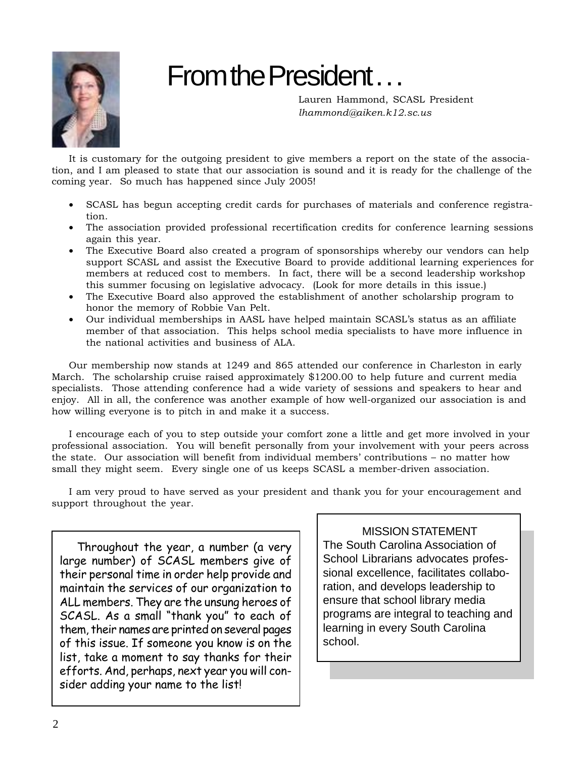# From the President…

Lauren Hammond, SCASL President
*lhammond@aiken.k12.sc.us*

It is customary for the outgoing president to give members a report on the state of the association, and I am pleased to state that our association is sound and it is ready for the challenge of the coming year. So much has happened since July 2005!

- SCASL has begun accepting credit cards for purchases of materials and conference registration.
- The association provided professional recertification credits for conference learning sessions again this year.
- The Executive Board also created a program of sponsorships whereby our vendors can help support SCASL and assist the Executive Board to provide additional learning experiences for members at reduced cost to members. In fact, there will be a second leadership workshop this summer focusing on legislative advocacy. (Look for more details in this issue.)
- The Executive Board also approved the establishment of another scholarship program to honor the memory of Robbie Van Pelt.
- Our individual memberships in AASL have helped maintain SCASL's status as an affiliate member of that association. This helps school media specialists to have more influence in the national activities and business of ALA.

Our membership now stands at 1249 and 865 attended our conference in Charleston in early March. The scholarship cruise raised approximately $1200.00 to help future and current media specialists. Those attending conference had a wide variety of sessions and speakers to hear and enjoy. All in all, the conference was another example of how well-organized our association is and how willing everyone is to pitch in and make it a success.

I encourage each of you to step outside your comfort zone a little and get more involved in your professional association. You will benefit personally from your involvement with your peers across the state. Our association will benefit from individual members' contributions – no matter how small they might seem. Every single one of us keeps SCASL a member-driven association.

I am very proud to have served as your president and thank you for your encouragement and support throughout the year.

Throughout the year, a number (a very large number) of SCASL members give of their personal time in order help provide and maintain the services of our organization to ALL members. They are the unsung heroes of SCASL. As a small "thank you" to each of them, their names are printed on several pages of this issue. If someone you know is on the list, take a moment to say thanks for their efforts. And, perhaps, next year you will consider adding your name to the list!

MISSION STATEMENT

The South Carolina Association of School Librarians advocates professional excellence, facilitates collaboration, and develops leadership to ensure that school library media programs are integral to teaching and learning in every South Carolina school.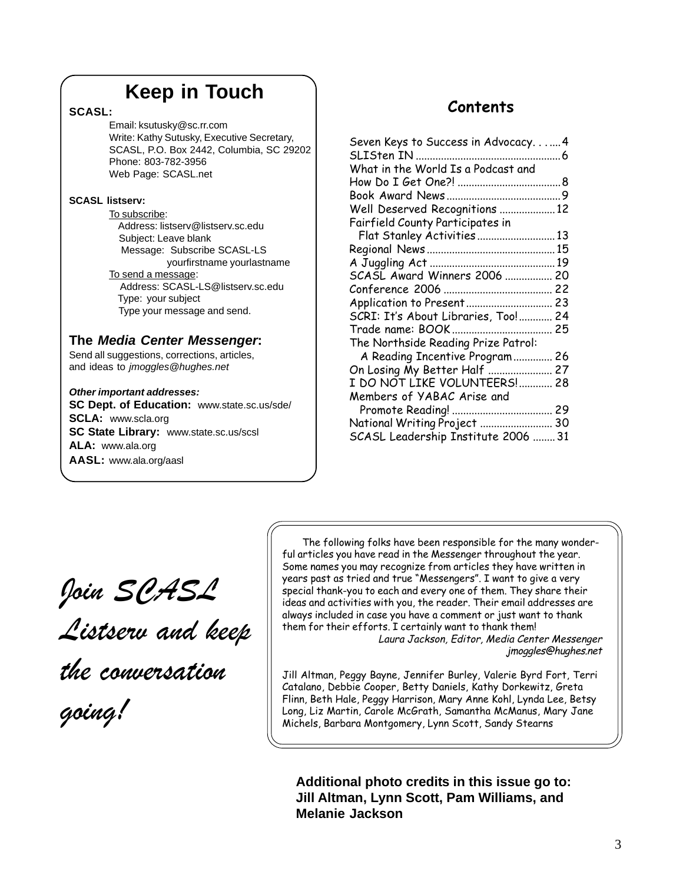# Keep in Touch

**SCASL:**

Email: ksutusky@sc.rr.com
Write: Kathy Sutusky, Executive Secretary, SCASL, P.O. Box 2442, Columbia, SC 29202
Phone: 803-782-3956
Web Page: SCASL.net

**SCASL listserv:**

To subscribe:
Address: listserv@listserv.sc.edu
Subject: Leave blank
Message: Subscribe SCASL-LS yourfirstname yourlastname

To send a message:
Address: SCASL-LS@listserv.sc.edu
Type: your subject
Type your message and send.

**The *Media Center Messenger*:**
Send all suggestions, corrections, articles, and ideas to *jmoggles@hughes.net*

***Other important addresses:***
**SC Dept. of Education:** www.state.sc.us/sde/
**SCLA:** www.scla.org
**SC State Library:** www.state.sc.us/scsl
**ALA:** www.ala.org
**AASL:** www.ala.org/aasl

## Contents

Seven Keys to Success in Advocacy. . . .... 4
SLISten IN ... 6
What in the World Is a Podcast and How Do I Get One?! ... 8
Book Award News ... 9
Well Deserved Recognitions ... 12
Fairfield County Participates in Flat Stanley Activities ... 13
Regional News ... 15
A Juggling Act ... 19
SCASL Award Winners 2006 ... 20
Conference 2006 ... 22
Application to Present ... 23
SCRI: It's About Libraries, Too! ... 24
Trade name: BOOK ... 25
The Northside Reading Prize Patrol: A Reading Incentive Program ... 26
On Losing My Better Half ... 27
I DO NOT LIKE VOLUNTEERS! ... 28
Members of YABAC Arise and Promote Reading! ... 29
National Writing Project ... 30
SCASL Leadership Institute 2006 ... 31

*Join SCASL Listserv and keep the conversation going!*

The following folks have been responsible for the many wonderful articles you have read in the Messenger throughout the year. Some names you may recognize from articles they have written in years past as tried and true "Messengers". I want to give a very special thank-you to each and every one of them. They share their ideas and activities with you, the reader. Their email addresses are always included in case you have a comment or just want to thank them for their efforts. I certainly want to thank them!

*Laura Jackson, Editor, Media Center Messenger*
*jmoggles@hughes.net*

Jill Altman, Peggy Bayne, Jennifer Burley, Valerie Byrd Fort, Terri Catalano, Debbie Cooper, Betty Daniels, Kathy Dorkewitz, Greta Flinn, Beth Hale, Peggy Harrison, Mary Anne Kohl, Lynda Lee, Betsy Long, Liz Martin, Carole McGrath, Samantha McManus, Mary Jane Michels, Barbara Montgomery, Lynn Scott, Sandy Stearns

**Additional photo credits in this issue go to: Jill Altman, Lynn Scott, Pam Williams, and Melanie Jackson**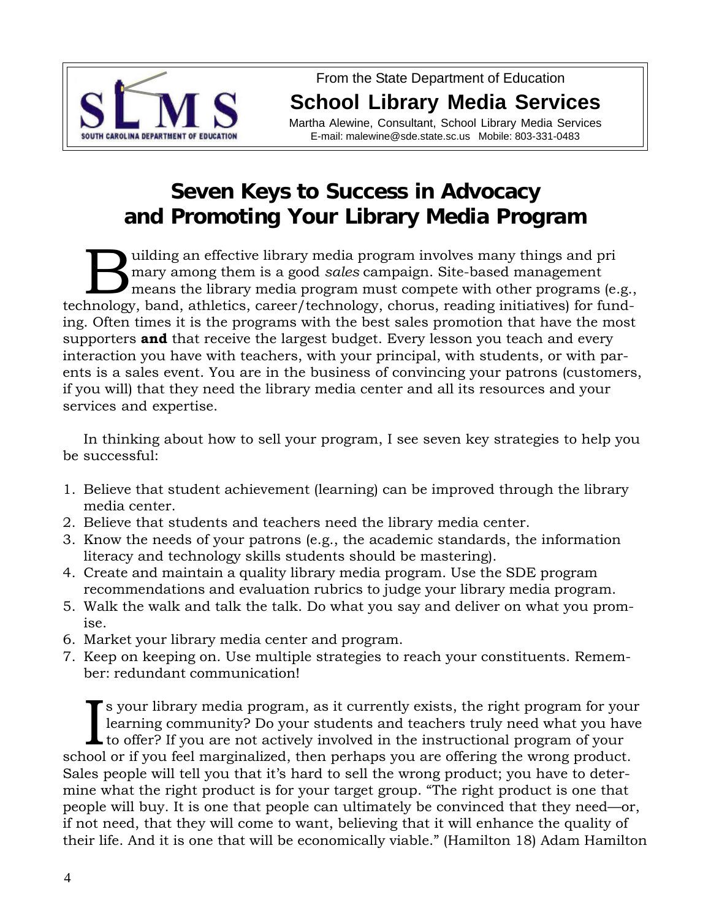From the State Department of Education

**School Library Media Services**

Martha Alewine, Consultant, School Library Media Services
E-mail: malewine@sde.state.sc.us Mobile: 803-331-0483

# Seven Keys to Success in Advocacy and Promoting Your Library Media Program

Building an effective library media program involves many things and primary among them is a good *sales* campaign. Site-based management means the library media program must compete with other programs (e.g., technology, band, athletics, career/technology, chorus, reading initiatives) for funding. Often times it is the programs with the best sales promotion that have the most supporters **and** that receive the largest budget. Every lesson you teach and every interaction you have with teachers, with your principal, with students, or with parents is a sales event. You are in the business of convincing your patrons (customers, if you will) that they need the library media center and all its resources and your services and expertise.

In thinking about how to sell your program, I see seven key strategies to help you be successful:

1. Believe that student achievement (learning) can be improved through the library media center.
2. Believe that students and teachers need the library media center.
3. Know the needs of your patrons (e.g., the academic standards, the information literacy and technology skills students should be mastering).
4. Create and maintain a quality library media program. Use the SDE program recommendations and evaluation rubrics to judge your library media program.
5. Walk the walk and talk the talk. Do what you say and deliver on what you promise.
6. Market your library media center and program.
7. Keep on keeping on. Use multiple strategies to reach your constituents. Remember: redundant communication!

Is your library media program, as it currently exists, the right program for your learning community? Do your students and teachers truly need what you have to offer? If you are not actively involved in the instructional program of your school or if you feel marginalized, then perhaps you are offering the wrong product. Sales people will tell you that it's hard to sell the wrong product; you have to determine what the right product is for your target group. "The right product is one that people will buy. It is one that people can ultimately be convinced that they need—or, if not need, that they will come to want, believing that it will enhance the quality of their life. And it is one that will be economically viable." (Hamilton 18) Adam Hamilton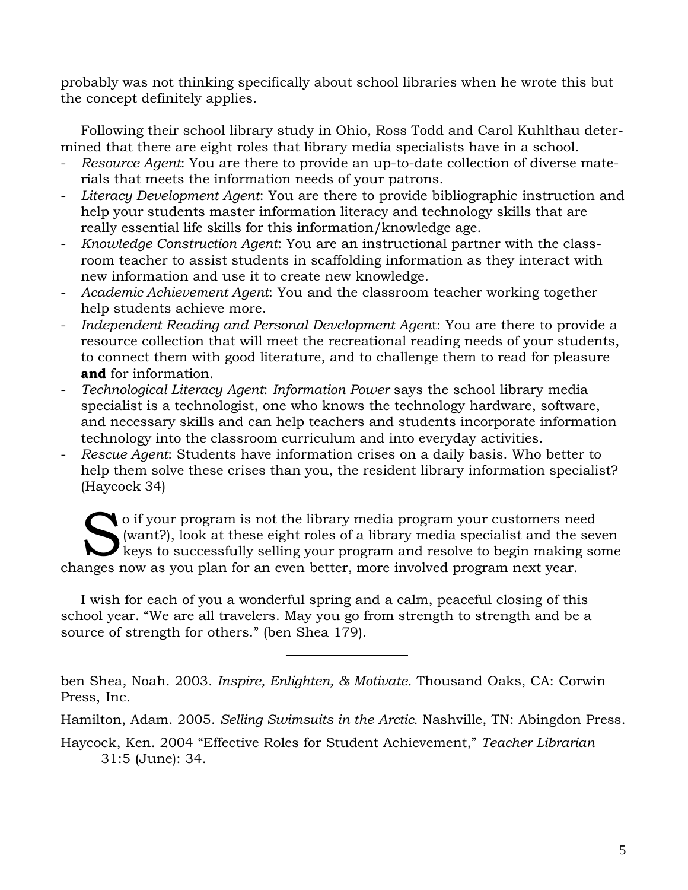probably was not thinking specifically about school libraries when he wrote this but the concept definitely applies.

Following their school library study in Ohio, Ross Todd and Carol Kuhlthau determined that there are eight roles that library media specialists have in a school.

- *Resource Agent*: You are there to provide an up-to-date collection of diverse materials that meets the information needs of your patrons.
- *Literacy Development Agent*: You are there to provide bibliographic instruction and help your students master information literacy and technology skills that are really essential life skills for this information/knowledge age.
- *Knowledge Construction Agent*: You are an instructional partner with the classroom teacher to assist students in scaffolding information as they interact with new information and use it to create new knowledge.
- *Academic Achievement Agent*: You and the classroom teacher working together help students achieve more.
- *Independent Reading and Personal Development Agen*t: You are there to provide a resource collection that will meet the recreational reading needs of your students, to connect them with good literature, and to challenge them to read for pleasure **and** for information.
- *Technological Literacy Agent*: *Information Power* says the school library media specialist is a technologist, one who knows the technology hardware, software, and necessary skills and can help teachers and students incorporate information technology into the classroom curriculum and into everyday activities.
- *Rescue Agent*: Students have information crises on a daily basis. Who better to help them solve these crises than you, the resident library information specialist? (Haycock 34)

So if your program is not the library media program your customers need (want?), look at these eight roles of a library media specialist and the seven keys to successfully selling your program and resolve to begin making some changes now as you plan for an even better, more involved program next year.

I wish for each of you a wonderful spring and a calm, peaceful closing of this school year. "We are all travelers. May you go from strength to strength and be a source of strength for others." (ben Shea 179).

---

ben Shea, Noah. 2003. *Inspire, Enlighten, & Motivate.* Thousand Oaks, CA: Corwin Press, Inc.

Hamilton, Adam. 2005. *Selling Swimsuits in the Arctic.* Nashville, TN: Abingdon Press.

Haycock, Ken. 2004 "Effective Roles for Student Achievement," *Teacher Librarian* 31:5 (June): 34.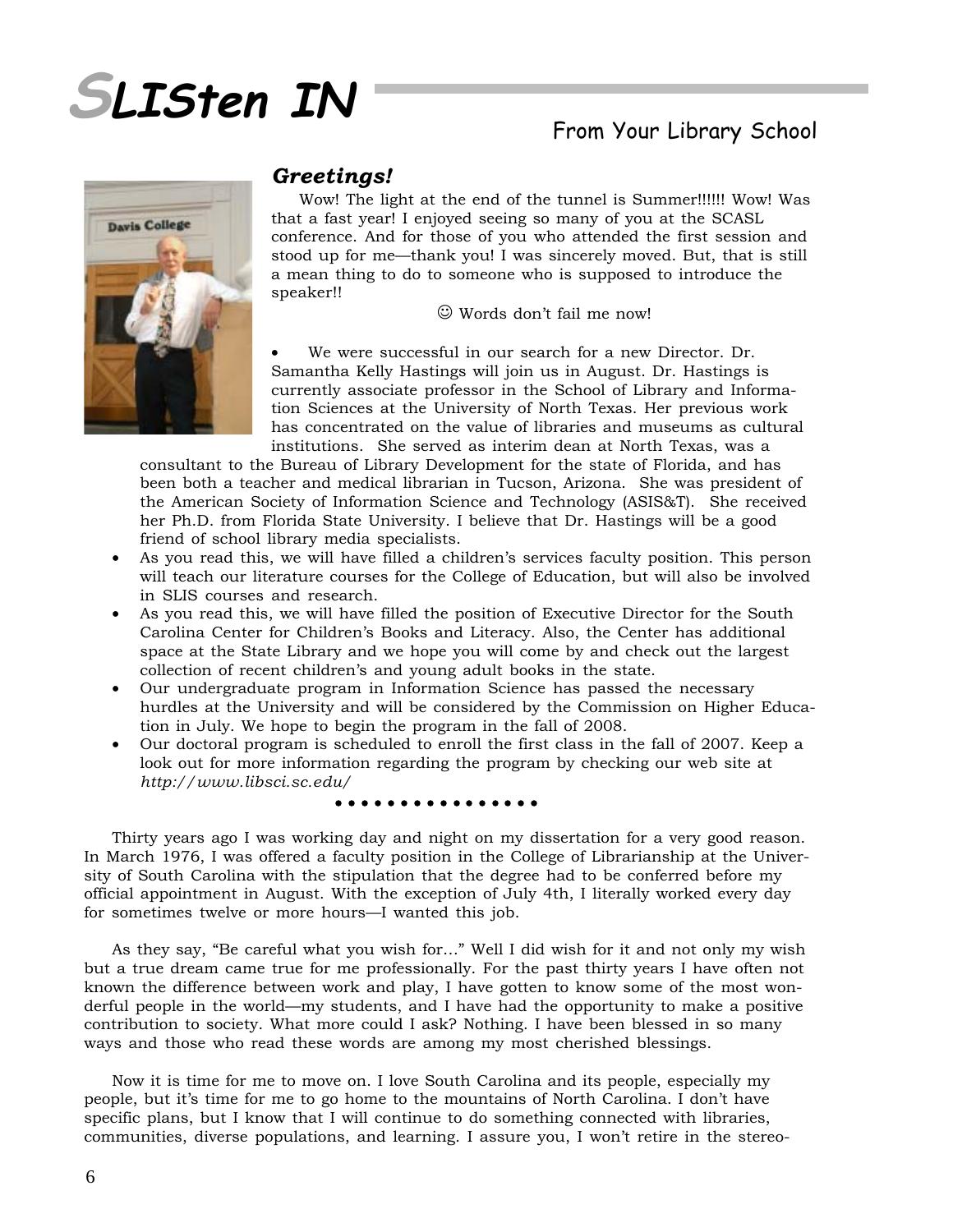# SLISten IN

From Your Library School

### *Greetings!*

Wow! The light at the end of the tunnel is Summer!!!!!! Wow! Was that a fast year! I enjoyed seeing so many of you at the SCASL conference. And for those of you who attended the first session and stood up for me—thank you! I was sincerely moved. But, that is still a mean thing to do to someone who is supposed to introduce the speaker!!

☺ Words don't fail me now!

- We were successful in our search for a new Director. Dr. Samantha Kelly Hastings will join us in August. Dr. Hastings is currently associate professor in the School of Library and Information Sciences at the University of North Texas. Her previous work has concentrated on the value of libraries and museums as cultural institutions. She served as interim dean at North Texas, was a consultant to the Bureau of Library Development for the state of Florida, and has been both a teacher and medical librarian in Tucson, Arizona. She was president of the American Society of Information Science and Technology (ASIS&T). She received her Ph.D. from Florida State University. I believe that Dr. Hastings will be a good friend of school library media specialists.
- As you read this, we will have filled a children's services faculty position. This person will teach our literature courses for the College of Education, but will also be involved in SLIS courses and research.
- As you read this, we will have filled the position of Executive Director for the South Carolina Center for Children's Books and Literacy. Also, the Center has additional space at the State Library and we hope you will come by and check out the largest collection of recent children's and young adult books in the state.
- Our undergraduate program in Information Science has passed the necessary hurdles at the University and will be considered by the Commission on Higher Education in July. We hope to begin the program in the fall of 2008.
- Our doctoral program is scheduled to enroll the first class in the fall of 2007. Keep a look out for more information regarding the program by checking our web site at *http://www.libsci.sc.edu/*

• • • • • • • • • • • • • • • •

Thirty years ago I was working day and night on my dissertation for a very good reason. In March 1976, I was offered a faculty position in the College of Librarianship at the University of South Carolina with the stipulation that the degree had to be conferred before my official appointment in August. With the exception of July 4th, I literally worked every day for sometimes twelve or more hours—I wanted this job.

As they say, "Be careful what you wish for…" Well I did wish for it and not only my wish but a true dream came true for me professionally. For the past thirty years I have often not known the difference between work and play, I have gotten to know some of the most wonderful people in the world—my students, and I have had the opportunity to make a positive contribution to society. What more could I ask? Nothing. I have been blessed in so many ways and those who read these words are among my most cherished blessings.

Now it is time for me to move on. I love South Carolina and its people, especially my people, but it's time for me to go home to the mountains of North Carolina. I don't have specific plans, but I know that I will continue to do something connected with libraries, communities, diverse populations, and learning. I assure you, I won't retire in the stereo-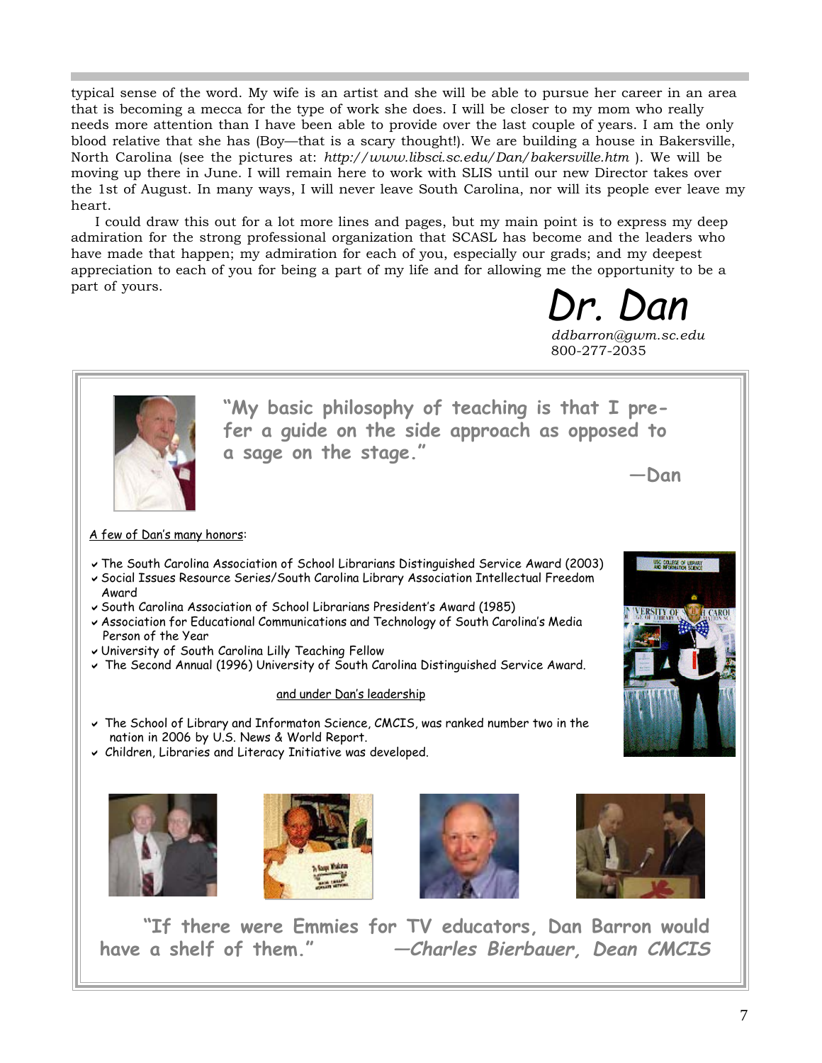typical sense of the word. My wife is an artist and she will be able to pursue her career in an area that is becoming a mecca for the type of work she does. I will be closer to my mom who really needs more attention than I have been able to provide over the last couple of years. I am the only blood relative that she has (Boy—that is a scary thought!). We are building a house in Bakersville, North Carolina (see the pictures at: *http://www.libsci.sc.edu/Dan/bakersville.htm* ). We will be moving up there in June. I will remain here to work with SLIS until our new Director takes over the 1st of August. In many ways, I will never leave South Carolina, nor will its people ever leave my heart.

I could draw this out for a lot more lines and pages, but my main point is to express my deep admiration for the strong professional organization that SCASL has become and the leaders who have made that happen; my admiration for each of you, especially our grads; and my deepest appreciation to each of you for being a part of my life and for allowing me the opportunity to be a part of yours.

Dr. Dan
*ddbarron@gwm.sc.edu*
800-277-2035

**"My basic philosophy of teaching is that I prefer a guide on the side approach as opposed to a sage on the stage."**

**—Dan**

A few of Dan's many honors:

- The South Carolina Association of School Librarians Distinguished Service Award (2003)
- Social Issues Resource Series/South Carolina Library Association Intellectual Freedom Award
- South Carolina Association of School Librarians President's Award (1985)
- Association for Educational Communications and Technology of South Carolina's Media Person of the Year
- University of South Carolina Lilly Teaching Fellow
- The Second Annual (1996) University of South Carolina Distinguished Service Award.

and under Dan's leadership

- The School of Library and Informaton Science, CMCIS, was ranked number two in the nation in 2006 by U.S. News & World Report.
- Children, Libraries and Literacy Initiative was developed.

**"If there were Emmies for TV educators, Dan Barron would have a shelf of them."** ***—Charles Bierbauer, Dean CMCIS***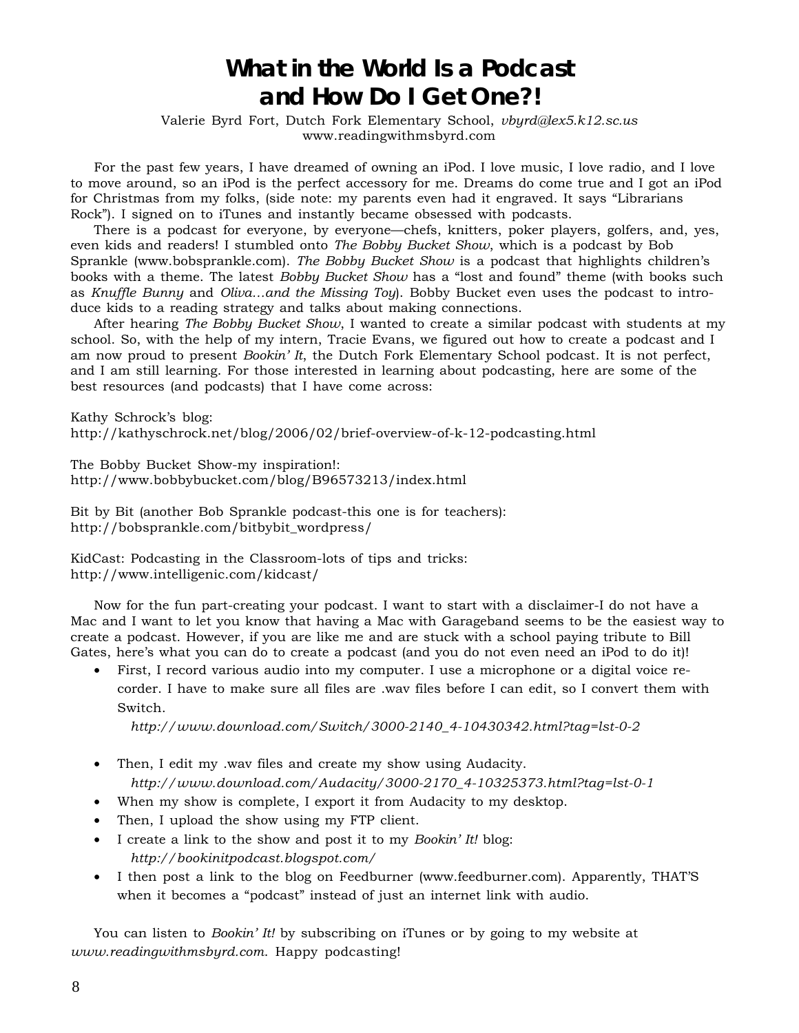# What in the World Is a Podcast and How Do I Get One?!

Valerie Byrd Fort, Dutch Fork Elementary School, *vbyrd@lex5.k12.sc.us*
www.readingwithmsbyrd.com

For the past few years, I have dreamed of owning an iPod. I love music, I love radio, and I love to move around, so an iPod is the perfect accessory for me. Dreams do come true and I got an iPod for Christmas from my folks, (side note: my parents even had it engraved. It says "Librarians Rock"). I signed on to iTunes and instantly became obsessed with podcasts.

There is a podcast for everyone, by everyone—chefs, knitters, poker players, golfers, and, yes, even kids and readers! I stumbled onto *The Bobby Bucket Show*, which is a podcast by Bob Sprankle (www.bobsprankle.com). *The Bobby Bucket Show* is a podcast that highlights children's books with a theme. The latest *Bobby Bucket Show* has a "lost and found" theme (with books such as *Knuffle Bunny* and *Oliva…and the Missing Toy*). Bobby Bucket even uses the podcast to introduce kids to a reading strategy and talks about making connections.

After hearing *The Bobby Bucket Show*, I wanted to create a similar podcast with students at my school. So, with the help of my intern, Tracie Evans, we figured out how to create a podcast and I am now proud to present *Bookin' It*, the Dutch Fork Elementary School podcast. It is not perfect, and I am still learning. For those interested in learning about podcasting, here are some of the best resources (and podcasts) that I have come across:

Kathy Schrock's blog:
http://kathyschrock.net/blog/2006/02/brief-overview-of-k-12-podcasting.html

The Bobby Bucket Show-my inspiration!:
http://www.bobbybucket.com/blog/B96573213/index.html

Bit by Bit (another Bob Sprankle podcast-this one is for teachers):
http://bobsprankle.com/bitbybit_wordpress/

KidCast: Podcasting in the Classroom-lots of tips and tricks:
http://www.intelligenic.com/kidcast/

Now for the fun part-creating your podcast. I want to start with a disclaimer-I do not have a Mac and I want to let you know that having a Mac with Garageband seems to be the easiest way to create a podcast. However, if you are like me and are stuck with a school paying tribute to Bill Gates, here's what you can do to create a podcast (and you do not even need an iPod to do it)!

- First, I record various audio into my computer. I use a microphone or a digital voice recorder. I have to make sure all files are .wav files before I can edit, so I convert them with Switch.
  *http://www.download.com/Switch/3000-2140_4-10430342.html?tag=lst-0-2*
- Then, I edit my .wav files and create my show using Audacity.
  *http://www.download.com/Audacity/3000-2170_4-10325373.html?tag=lst-0-1*
- When my show is complete, I export it from Audacity to my desktop.
- Then, I upload the show using my FTP client.
- I create a link to the show and post it to my *Bookin' It!* blog:
  *http://bookinitpodcast.blogspot.com/*
- I then post a link to the blog on Feedburner (www.feedburner.com). Apparently, THAT'S when it becomes a "podcast" instead of just an internet link with audio.

You can listen to *Bookin' It!* by subscribing on iTunes or by going to my website at *www.readingwithmsbyrd.com*. Happy podcasting!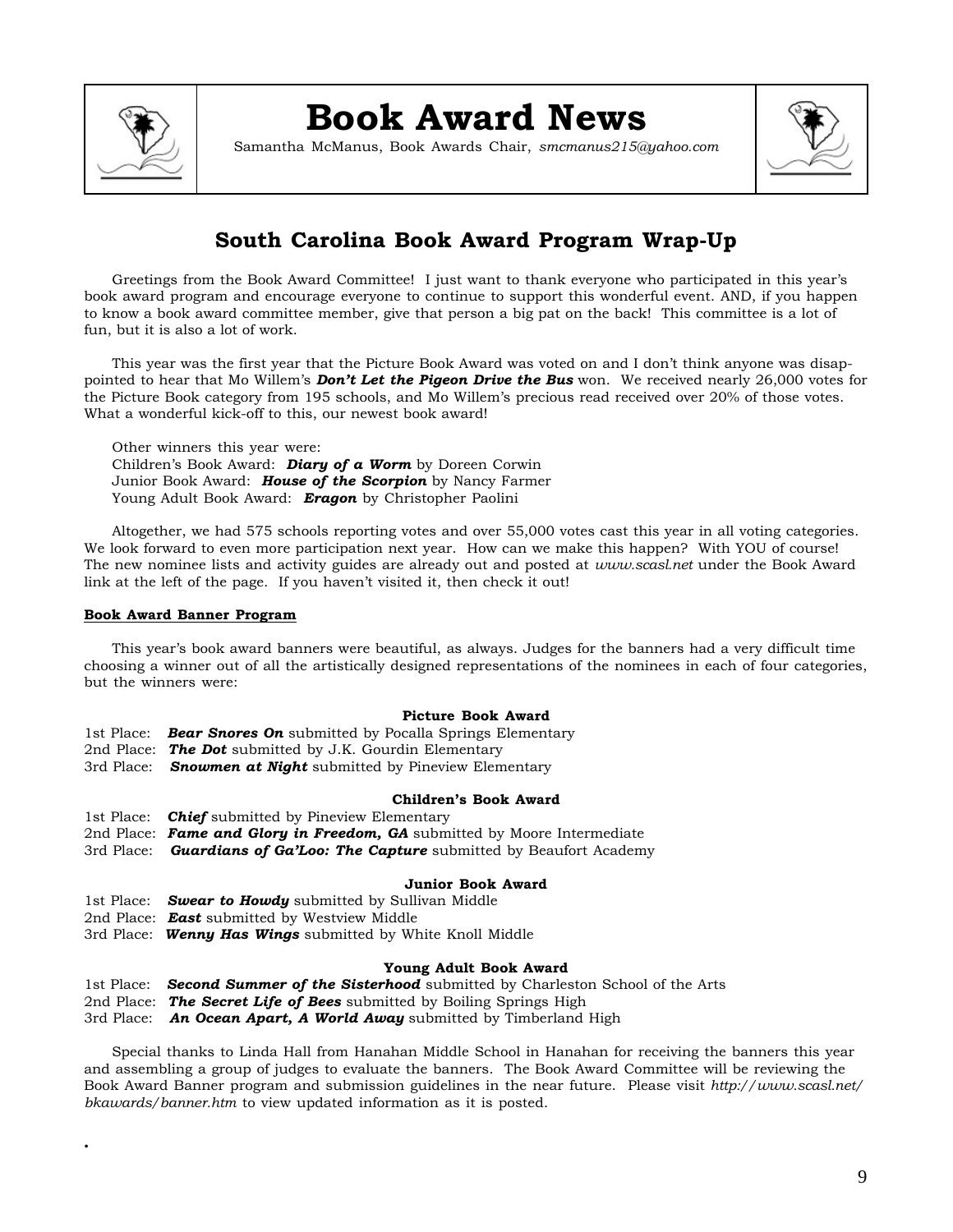# Book Award News

Samantha McManus, Book Awards Chair, *smcmanus215@yahoo.com*

## South Carolina Book Award Program Wrap-Up

Greetings from the Book Award Committee! I just want to thank everyone who participated in this year's book award program and encourage everyone to continue to support this wonderful event. AND, if you happen to know a book award committee member, give that person a big pat on the back! This committee is a lot of fun, but it is also a lot of work.

This year was the first year that the Picture Book Award was voted on and I don't think anyone was disappointed to hear that Mo Willem's ***Don't Let the Pigeon Drive the Bus*** won. We received nearly 26,000 votes for the Picture Book category from 195 schools, and Mo Willem's precious read received over 20% of those votes. What a wonderful kick-off to this, our newest book award!

Other winners this year were:
Children's Book Award: ***Diary of a Worm*** by Doreen Corwin
Junior Book Award: ***House of the Scorpion*** by Nancy Farmer
Young Adult Book Award: ***Eragon*** by Christopher Paolini

Altogether, we had 575 schools reporting votes and over 55,000 votes cast this year in all voting categories. We look forward to even more participation next year. How can we make this happen? With YOU of course! The new nominee lists and activity guides are already out and posted at *www.scasl.net* under the Book Award link at the left of the page. If you haven't visited it, then check it out!

**Book Award Banner Program**

This year's book award banners were beautiful, as always. Judges for the banners had a very difficult time choosing a winner out of all the artistically designed representations of the nominees in each of four categories, but the winners were:

**Picture Book Award**

1st Place: ***Bear Snores On*** submitted by Pocalla Springs Elementary
2nd Place: ***The Dot*** submitted by J.K. Gourdin Elementary
3rd Place: ***Snowmen at Night*** submitted by Pineview Elementary

**Children's Book Award**

1st Place: ***Chief*** submitted by Pineview Elementary
2nd Place: ***Fame and Glory in Freedom, GA*** submitted by Moore Intermediate
3rd Place: ***Guardians of Ga'Loo: The Capture*** submitted by Beaufort Academy

**Junior Book Award**

1st Place: ***Swear to Howdy*** submitted by Sullivan Middle
2nd Place: ***East*** submitted by Westview Middle
3rd Place: ***Wenny Has Wings*** submitted by White Knoll Middle

**Young Adult Book Award**

1st Place: ***Second Summer of the Sisterhood*** submitted by Charleston School of the Arts
2nd Place: ***The Secret Life of Bees*** submitted by Boiling Springs High
3rd Place: ***An Ocean Apart, A World Away*** submitted by Timberland High

Special thanks to Linda Hall from Hanahan Middle School in Hanahan for receiving the banners this year and assembling a group of judges to evaluate the banners. The Book Award Committee will be reviewing the Book Award Banner program and submission guidelines in the near future. Please visit *http://www.scasl.net/bkawards/banner.htm* to view updated information as it is posted.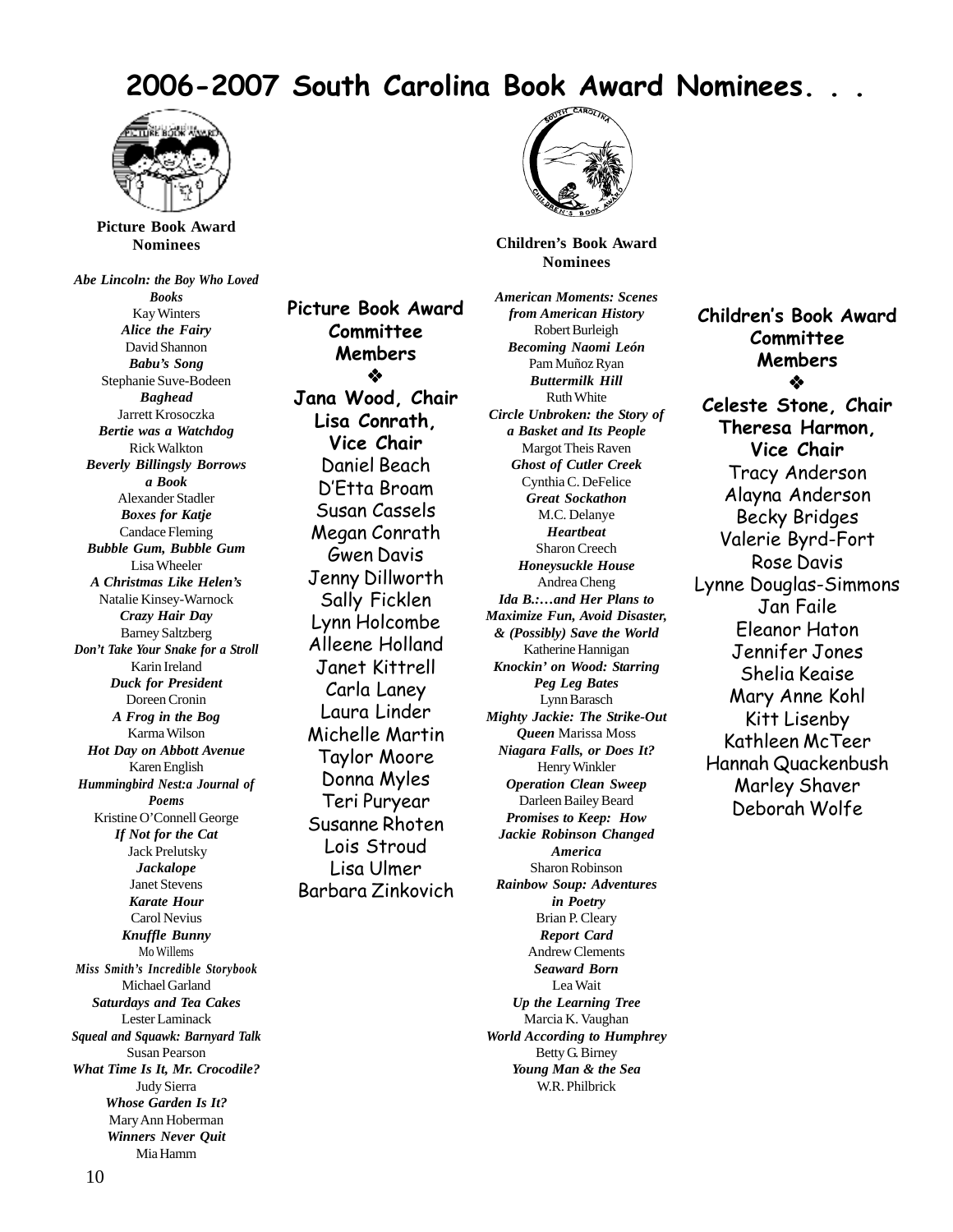# 2006-2007 South Carolina Book Award Nominees. . .

## Picture Book Award Nominees

***Abe Lincoln: the Boy Who Loved Books***
Kay Winters

***Alice the Fairy***
David Shannon

***Babu's Song***
Stephanie Suve-Bodeen

***Baghead***
Jarrett Krosoczka

***Bertie was a Watchdog***
Rick Walkton

***Beverly Billingsly Borrows a Book***
Alexander Stadler

***Boxes for Katje***
Candace Fleming

***Bubble Gum, Bubble Gum***
Lisa Wheeler

***A Christmas Like Helen's***
Natalie Kinsey-Warnock

***Crazy Hair Day***
Barney Saltzberg

***Don't Take Your Snake for a Stroll***
Karin Ireland

***Duck for President***
Doreen Cronin

***A Frog in the Bog***
Karma Wilson

***Hot Day on Abbott Avenue***
Karen English

***Hummingbird Nest:a Journal of Poems***
Kristine O'Connell George

***If Not for the Cat***
Jack Prelutsky

***Jackalope***
Janet Stevens

***Karate Hour***
Carol Nevius

***Knuffle Bunny***
Mo Willems

***Miss Smith's Incredible Storybook***
Michael Garland

***Saturdays and Tea Cakes***
Lester Laminack

***Squeal and Squawk: Barnyard Talk***
Susan Pearson

***What Time Is It, Mr. Crocodile?***
Judy Sierra

***Whose Garden Is It?***
Mary Ann Hoberman

***Winners Never Quit***
Mia Hamm

## Picture Book Award Committee Members

❖

**Jana Wood, Chair**
**Lisa Conrath, Vice Chair**
Daniel Beach
D'Etta Broam
Susan Cassels
Megan Conrath
Gwen Davis
Jenny Dillworth
Sally Ficklen
Lynn Holcombe
Alleene Holland
Janet Kittrell
Carla Laney
Laura Linder
Michelle Martin
Taylor Moore
Donna Myles
Teri Puryear
Susanne Rhoten
Lois Stroud
Lisa Ulmer
Barbara Zinkovich

## Children's Book Award Nominees

***American Moments: Scenes from American History***
Robert Burleigh

***Becoming Naomi León***
Pam Muñoz Ryan

***Buttermilk Hill***
Ruth White

***Circle Unbroken: the Story of a Basket and Its People***
Margot Theis Raven

***Ghost of Cutler Creek***
Cynthia C. DeFelice

***Great Sockathon***
M.C. Delanye

***Heartbeat***
Sharon Creech

***Honeysuckle House***
Andrea Cheng

***Ida B.:…and Her Plans to Maximize Fun, Avoid Disaster, & (Possibly) Save the World***
Katherine Hannigan

***Knockin' on Wood: Starring Peg Leg Bates***
Lynn Barasch

***Mighty Jackie: The Strike-Out Queen*** Marissa Moss

***Niagara Falls, or Does It?***
Henry Winkler

***Operation Clean Sweep***
Darleen Bailey Beard

***Promises to Keep: How Jackie Robinson Changed America***
Sharon Robinson

***Rainbow Soup: Adventures in Poetry***
Brian P. Cleary

***Report Card***
Andrew Clements

***Seaward Born***
Lea Wait

***Up the Learning Tree***
Marcia K. Vaughan

***World According to Humphrey***
Betty G. Birney

***Young Man & the Sea***
W.R. Philbrick

## Children's Book Award Committee Members

❖

**Celeste Stone, Chair**
**Theresa Harmon, Vice Chair**
Tracy Anderson
Alayna Anderson
Becky Bridges
Valerie Byrd-Fort
Rose Davis
Lynne Douglas-Simmons
Jan Faile
Eleanor Haton
Jennifer Jones
Shelia Keaise
Mary Anne Kohl
Kitt Lisenby
Kathleen McTeer
Hannah Quackenbush
Marley Shaver
Deborah Wolfe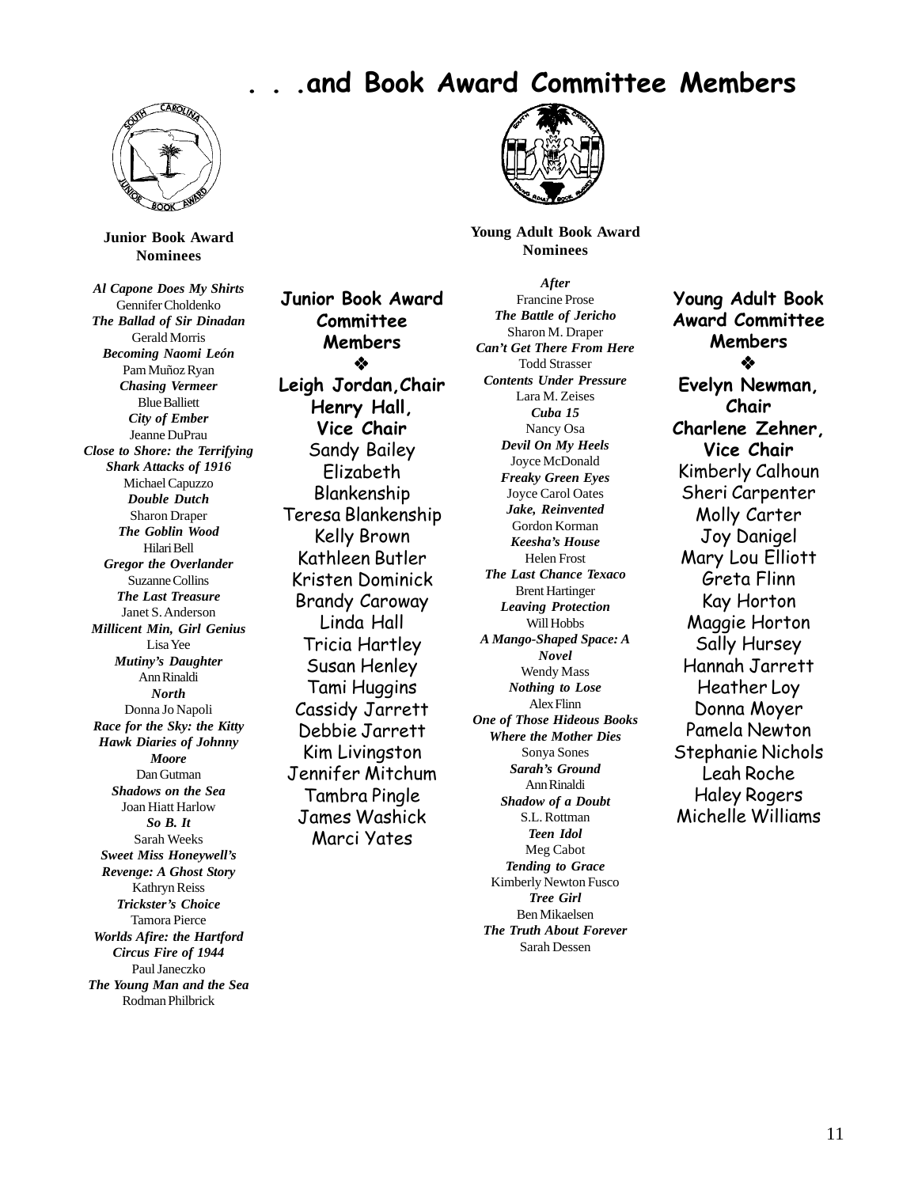# . . .and Book Award Committee Members

### Junior Book Award Nominees

***Al Capone Does My Shirts***
Gennifer Choldenko
***The Ballad of Sir Dinadan***
Gerald Morris
***Becoming Naomi León***
Pam Muñoz Ryan
***Chasing Vermeer***
Blue Balliett
***City of Ember***
Jeanne DuPrau
***Close to Shore: the Terrifying Shark Attacks of 1916***
Michael Capuzzo
***Double Dutch***
Sharon Draper
***The Goblin Wood***
Hilari Bell
***Gregor the Overlander***
Suzanne Collins
***The Last Treasure***
Janet S. Anderson
***Millicent Min, Girl Genius***
Lisa Yee
***Mutiny's Daughter***
Ann Rinaldi
***North***
Donna Jo Napoli
***Race for the Sky: the Kitty Hawk Diaries of Johnny Moore***
Dan Gutman
***Shadows on the Sea***
Joan Hiatt Harlow
***So B. It***
Sarah Weeks
***Sweet Miss Honeywell's Revenge: A Ghost Story***
Kathryn Reiss
***Trickster's Choice***
Tamora Pierce
***Worlds Afire: the Hartford Circus Fire of 1944***
Paul Janeczko
***The Young Man and the Sea***
Rodman Philbrick

### Junior Book Award Committee Members

❖

**Leigh Jordan, Chair**
**Henry Hall, Vice Chair**
Sandy Bailey
Elizabeth Blankenship
Teresa Blankenship
Kelly Brown
Kathleen Butler
Kristen Dominick
Brandy Caroway
Linda Hall
Tricia Hartley
Susan Henley
Tami Huggins
Cassidy Jarrett
Debbie Jarrett
Kim Livingston
Jennifer Mitchum
Tambra Pingle
James Washick
Marci Yates

### Young Adult Book Award Nominees

***After***
Francine Prose
***The Battle of Jericho***
Sharon M. Draper
***Can't Get There From Here***
Todd Strasser
***Contents Under Pressure***
Lara M. Zeises
***Cuba 15***
Nancy Osa
***Devil On My Heels***
Joyce McDonald
***Freaky Green Eyes***
Joyce Carol Oates
***Jake, Reinvented***
Gordon Korman
***Keesha's House***
Helen Frost
***The Last Chance Texaco***
Brent Hartinger
***Leaving Protection***
Will Hobbs
***A Mango-Shaped Space: A Novel***
Wendy Mass
***Nothing to Lose***
Alex Flinn
***One of Those Hideous Books Where the Mother Dies***
Sonya Sones
***Sarah's Ground***
Ann Rinaldi
***Shadow of a Doubt***
S.L. Rottman
***Teen Idol***
Meg Cabot
***Tending to Grace***
Kimberly Newton Fusco
***Tree Girl***
Ben Mikaelsen
***The Truth About Forever***
Sarah Dessen

### Young Adult Book Award Committee Members

❖

**Evelyn Newman, Chair**
**Charlene Zehner, Vice Chair**
Kimberly Calhoun
Sheri Carpenter
Molly Carter
Joy Danigel
Mary Lou Elliott
Greta Flinn
Kay Horton
Maggie Horton
Sally Hursey
Hannah Jarrett
Heather Loy
Donna Moyer
Pamela Newton
Stephanie Nichols
Leah Roche
Haley Rogers
Michelle Williams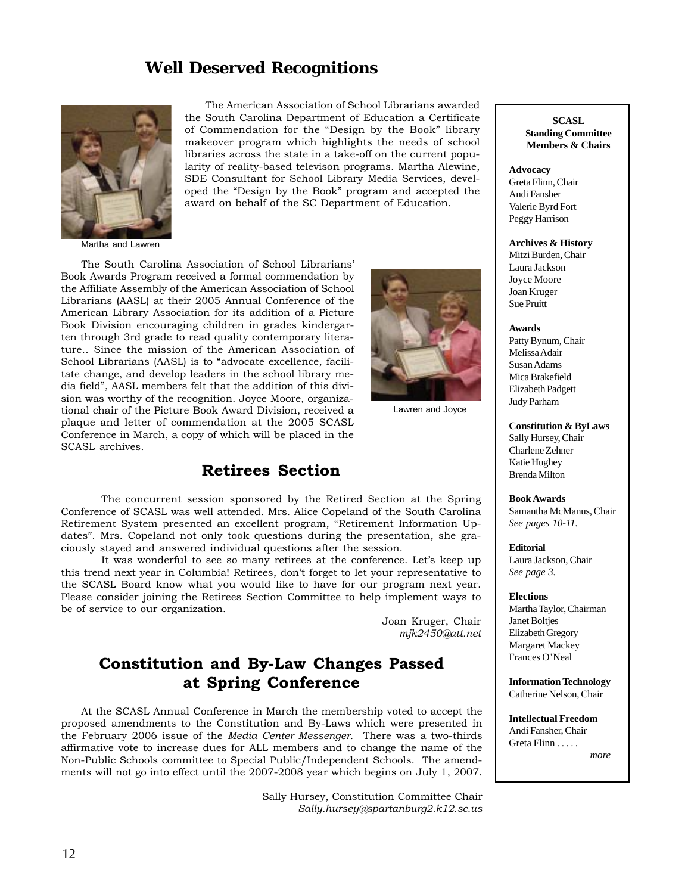## Well Deserved Recognitions

The American Association of School Librarians awarded the South Carolina Department of Education a Certificate of Commendation for the "Design by the Book" library makeover program which highlights the needs of school libraries across the state in a take-off on the current popularity of reality-based televison programs. Martha Alewine, SDE Consultant for School Library Media Services, developed the "Design by the Book" program and accepted the award on behalf of the SC Department of Education.

Martha and Lawren

The South Carolina Association of School Librarians' Book Awards Program received a formal commendation by the Affiliate Assembly of the American Association of School Librarians (AASL) at their 2005 Annual Conference of the American Library Association for its addition of a Picture Book Division encouraging children in grades kindergarten through 3rd grade to read quality contemporary literature.. Since the mission of the American Association of School Librarians (AASL) is to "advocate excellence, facilitate change, and develop leaders in the school library media field", AASL members felt that the addition of this division was worthy of the recognition. Joyce Moore, organizational chair of the Picture Book Award Division, received a plaque and letter of commendation at the 2005 SCASL Conference in March, a copy of which will be placed in the SCASL archives.

Lawren and Joyce

## Retirees Section

The concurrent session sponsored by the Retired Section at the Spring Conference of SCASL was well attended. Mrs. Alice Copeland of the South Carolina Retirement System presented an excellent program, "Retirement Information Updates". Mrs. Copeland not only took questions during the presentation, she graciously stayed and answered individual questions after the session.

It was wonderful to see so many retirees at the conference. Let's keep up this trend next year in Columbia! Retirees, don't forget to let your representative to the SCASL Board know what you would like to have for our program next year. Please consider joining the Retirees Section Committee to help implement ways to be of service to our organization.

Joan Kruger, Chair
*mjk2450@att.net*

## Constitution and By-Law Changes Passed at Spring Conference

At the SCASL Annual Conference in March the membership voted to accept the proposed amendments to the Constitution and By-Laws which were presented in the February 2006 issue of the *Media Center Messenger*. There was a two-thirds affirmative vote to increase dues for ALL members and to change the name of the Non-Public Schools committee to Special Public/Independent Schools. The amendments will not go into effect until the 2007-2008 year which begins on July 1, 2007.

Sally Hursey, Constitution Committee Chair
*Sally.hursey@spartanburg2.k12.sc.us*

---

**SCASL Standing Committee Members & Chairs**

**Advocacy**
Greta Flinn, Chair
Andi Fansher
Valerie Byrd Fort
Peggy Harrison

**Archives & History**
Mitzi Burden, Chair
Laura Jackson
Joyce Moore
Joan Kruger
Sue Pruitt

**Awards**
Patty Bynum, Chair
Melissa Adair
Susan Adams
Mica Brakefield
Elizabeth Padgett
Judy Parham

**Constitution & ByLaws**
Sally Hursey, Chair
Charlene Zehner
Katie Hughey
Brenda Milton

**Book Awards**
Samantha McManus, Chair
*See pages 10-11.*

**Editorial**
Laura Jackson, Chair
*See page 3.*

**Elections**
Martha Taylor, Chairman
Janet Boltjes
Elizabeth Gregory
Margaret Mackey
Frances O'Neal

**Information Technology**
Catherine Nelson, Chair

**Intellectual Freedom**
Andi Fansher, Chair
Greta Flinn . . . . .

*more*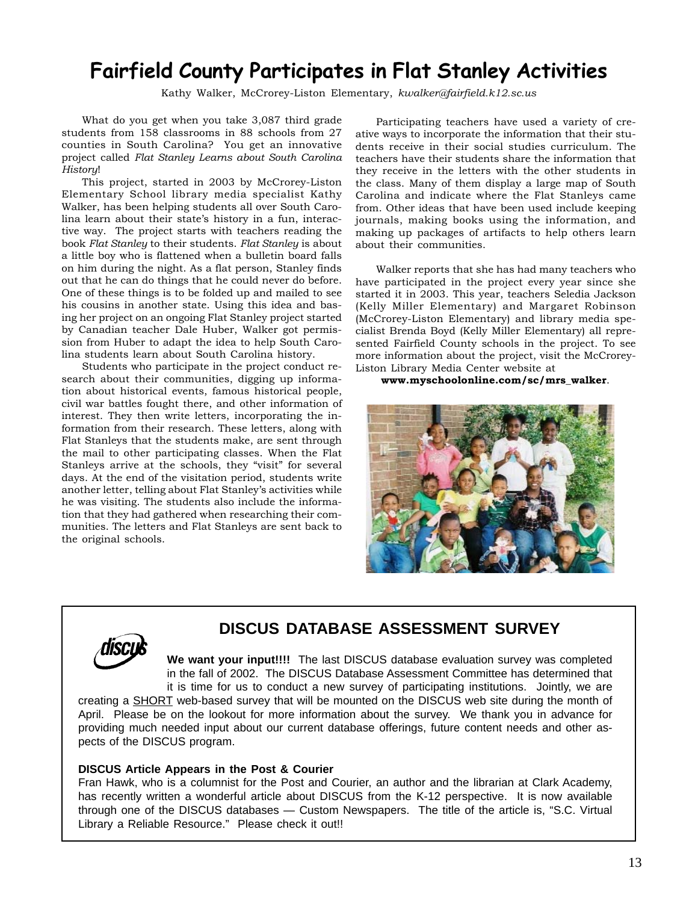# Fairfield County Participates in Flat Stanley Activities

Kathy Walker, McCrorey-Liston Elementary, *kwalker@fairfield.k12.sc.us*

What do you get when you take 3,087 third grade students from 158 classrooms in 88 schools from 27 counties in South Carolina? You get an innovative project called *Flat Stanley Learns about South Carolina History*!

This project, started in 2003 by McCrorey-Liston Elementary School library media specialist Kathy Walker, has been helping students all over South Carolina learn about their state's history in a fun, interactive way. The project starts with teachers reading the book *Flat Stanley* to their students. *Flat Stanley* is about a little boy who is flattened when a bulletin board falls on him during the night. As a flat person, Stanley finds out that he can do things that he could never do before. One of these things is to be folded up and mailed to see his cousins in another state. Using this idea and basing her project on an ongoing Flat Stanley project started by Canadian teacher Dale Huber, Walker got permission from Huber to adapt the idea to help South Carolina students learn about South Carolina history.

Students who participate in the project conduct research about their communities, digging up information about historical events, famous historical people, civil war battles fought there, and other information of interest. They then write letters, incorporating the information from their research. These letters, along with Flat Stanleys that the students make, are sent through the mail to other participating classes. When the Flat Stanleys arrive at the schools, they "visit" for several days. At the end of the visitation period, students write another letter, telling about Flat Stanley's activities while he was visiting. The students also include the information that they had gathered when researching their communities. The letters and Flat Stanleys are sent back to the original schools.

Participating teachers have used a variety of creative ways to incorporate the information that their students receive in their social studies curriculum. The teachers have their students share the information that they receive in the letters with the other students in the class. Many of them display a large map of South Carolina and indicate where the Flat Stanleys came from. Other ideas that have been used include keeping journals, making books using the information, and making up packages of artifacts to help others learn about their communities.

Walker reports that she has had many teachers who have participated in the project every year since she started it in 2003. This year, teachers Seledia Jackson (Kelly Miller Elementary) and Margaret Robinson (McCrorey-Liston Elementary) and library media specialist Brenda Boyd (Kelly Miller Elementary) all represented Fairfield County schools in the project. To see more information about the project, visit the McCrorey-Liston Library Media Center website at

**www.myschoolonline.com/sc/mrs_walker**.

## DISCUS DATABASE ASSESSMENT SURVEY

**We want your input!!!!** The last DISCUS database evaluation survey was completed in the fall of 2002. The DISCUS Database Assessment Committee has determined that it is time for us to conduct a new survey of participating institutions. Jointly, we are creating a SHORT web-based survey that will be mounted on the DISCUS web site during the month of April. Please be on the lookout for more information about the survey. We thank you in advance for providing much needed input about our current database offerings, future content needs and other aspects of the DISCUS program.

**DISCUS Article Appears in the Post & Courier**

Fran Hawk, who is a columnist for the Post and Courier, an author and the librarian at Clark Academy, has recently written a wonderful article about DISCUS from the K-12 perspective. It is now available through one of the DISCUS databases — Custom Newspapers. The title of the article is, "S.C. Virtual Library a Reliable Resource." Please check it out!!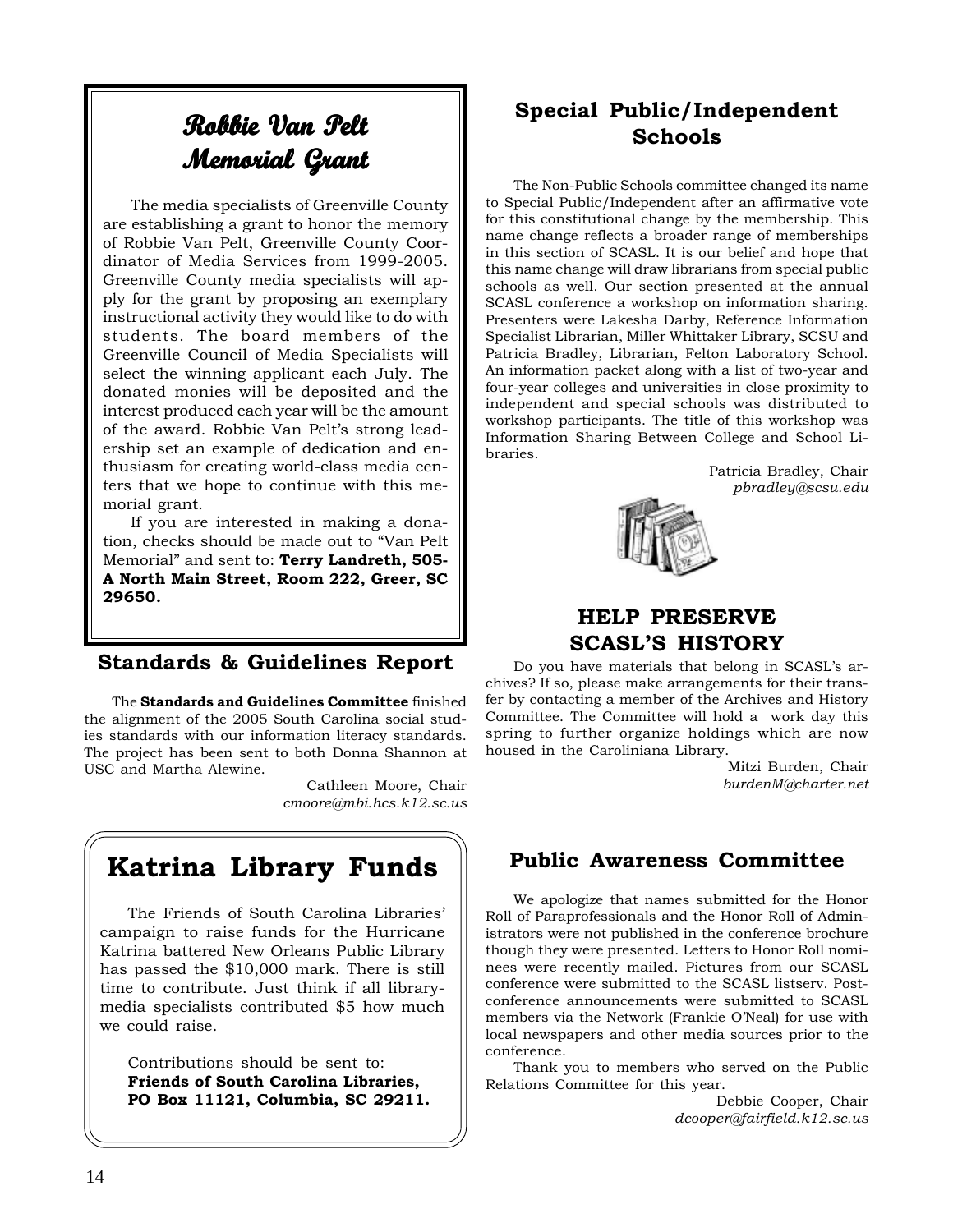## Robbie Van Pelt Memorial Grant

The media specialists of Greenville County are establishing a grant to honor the memory of Robbie Van Pelt, Greenville County Coordinator of Media Services from 1999-2005. Greenville County media specialists will apply for the grant by proposing an exemplary instructional activity they would like to do with students. The board members of the Greenville Council of Media Specialists will select the winning applicant each July. The donated monies will be deposited and the interest produced each year will be the amount of the award. Robbie Van Pelt's strong leadership set an example of world-class media centers that we hope to continue with this memorial grant.

If you are interested in making a donation, checks should be made out to "Van Pelt Memorial" and sent to: **Terry Landreth, 505-A North Main Street, Room 222, Greer, SC 29650.**

## Standards & Guidelines Report

The **Standards and Guidelines Committee** finished the alignment of the 2005 South Carolina social studies standards with our information literacy standards. The project has been sent to both Donna Shannon at USC and Martha Alewine.

Cathleen Moore, Chair
*cmoore@mbi.hcs.k12.sc.us*

## Katrina Library Funds

The Friends of South Carolina Libraries' campaign to raise funds for the Hurricane Katrina battered New Orleans Public Library has passed the $10,000 mark. There is still time to contribute. Just think if all library-media specialists contributed $5 how much we could raise.

Contributions should be sent to:
**Friends of South Carolina Libraries, PO Box 11121, Columbia, SC 29211.**

## Special Public/Independent Schools

The Non-Public Schools committee changed its name to Special Public/Independent after an affirmative vote for this constitutional change by the membership. This name change reflects a broader range of memberships in this section of SCASL. It is our belief and hope that this name change will draw librarians from special public schools as well. Our section presented at the annual SCASL conference a workshop on information sharing. Presenters were Lakesha Darby, Reference Information Specialist Librarian, Miller Whittaker Library, SCSU and Patricia Bradley, Librarian, Felton Laboratory School. An information packet along with a list of two-year and four-year colleges and universities in close proximity to independent and special schools was distributed to workshop participants. The title of this workshop was Information Sharing Between College and School Libraries.

Patricia Bradley, Chair
*pbradley@scsu.edu*

## HELP PRESERVE SCASL'S HISTORY

Do you have materials that belong in SCASL's archives? If so, please make arrangements for their transfer by contacting a member of the Archives and History Committee. The Committee will hold a work day this spring to further organize holdings which are now housed in the Caroliniana Library.

Mitzi Burden, Chair
*burdenM@charter.net*

## Public Awareness Committee

We apologize that names submitted for the Honor Roll of Paraprofessionals and the Honor Roll of Administrators were not published in the conference brochure though they were presented. Letters to Honor Roll nominees were recently mailed. Pictures from our SCASL conference were submitted to the SCASL listserv. Post-conference announcements were submitted to SCASL members via the Network (Frankie O'Neal) for use with local newspapers and other media sources prior to the conference.

Thank you to members who served on the Public Relations Committee for this year.

Debbie Cooper, Chair
*dcooper@fairfield.k12.sc.us*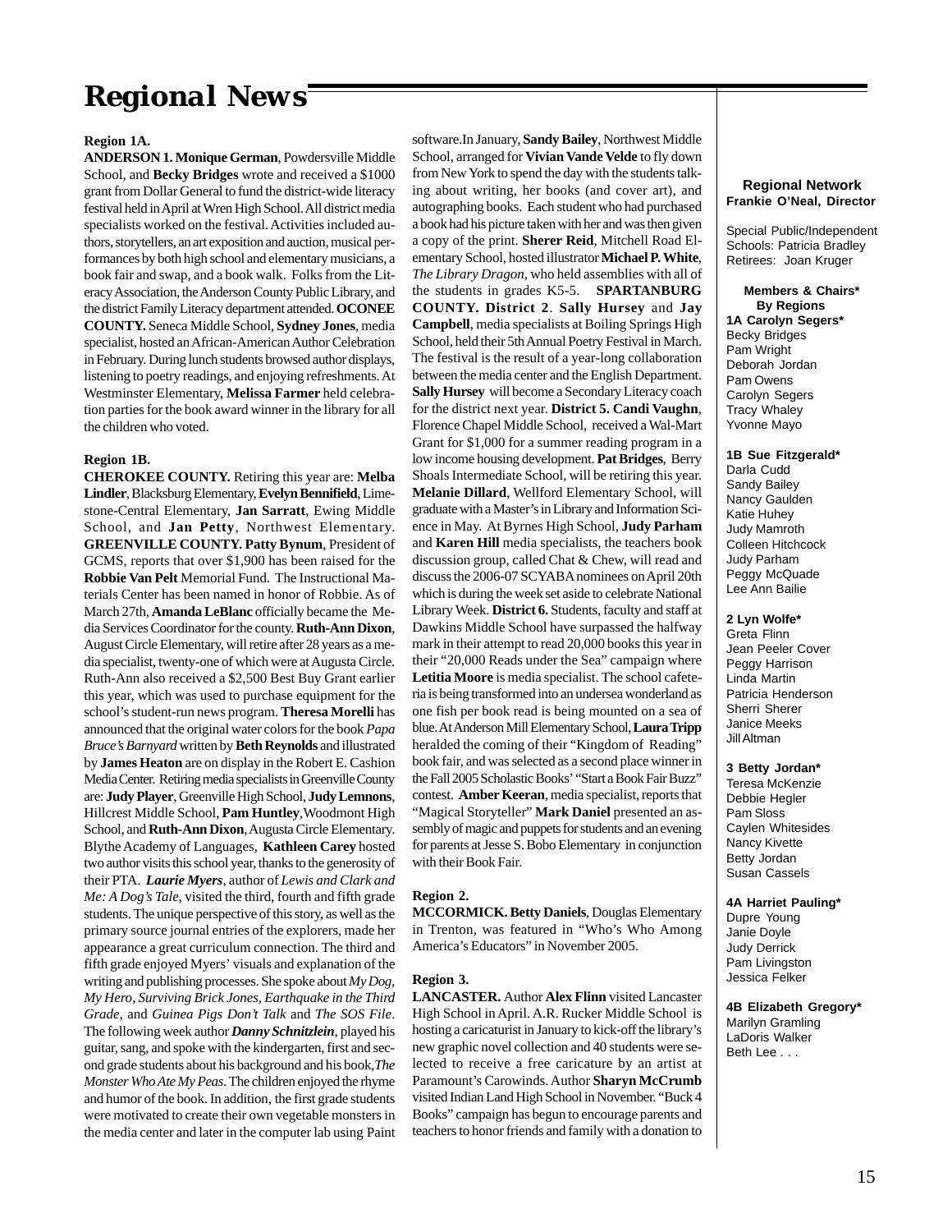# Regional News

**Region 1A.**

**ANDERSON 1. Monique German**, Powdersville Middle School, and **Becky Bridges** wrote and received a $1000 grant from Dollar General to fund the district-wide literacy festival held in April at Wren High School. All district media specialists worked on the festival. Activities included authors, storytellers, an art exposition and auction, musical performances by both high school and elementary musicians, a book fair and swap, and a book walk. Folks from the Literacy Association, the Anderson County Public Library, and the district Family Literacy department attended. **OCONEE COUNTY.** Seneca Middle School, **Sydney Jones**, media specialist, hosted an African-American Author Celebration in February. During lunch students browsed author displays, listening to poetry readings, and enjoying refreshments. At Westminster Elementary, **Melissa Farmer** held celebration parties for the book award winner in the library for all the children who voted.

**Region 1B.**

**CHEROKEE COUNTY.** Retiring this year are: **Melba Lindler**, Blacksburg Elementary, **Evelyn Bennifield**, Limestone-Central Elementary, **Jan Sarratt**, Ewing Middle School, and **Jan Petty**, Northwest Elementary. **GREENVILLE COUNTY. Patty Bynum**, President of GCMS, reports that over $1,900 has been raised for the **Robbie Van Pelt** Memorial Fund. The Instructional Materials Center has been named in honor of Robbie. As of March 27th, **Amanda LeBlanc** officially became the Media Services Coordinator for the county. **Ruth-Ann Dixon**, August Circle Elementary, will retire after 28 years as a media specialist, twenty-one of which were at Augusta Circle. Ruth-Ann also received a $2,500 Best Buy Grant earlier this year, which was used to purchase equipment for the school's student-run news program. **Theresa Morelli** has announced that the original water colors for the book *Papa Bruce's Barnyard* written by **Beth Reynolds** and illustrated by **James Heaton** are on display in the Robert E. Cashion Media Center. Retiring media specialists in Greenville County are: **Judy Player**, Greenville High School, **Judy Lemnons**, Hillcrest Middle School, **Pam Huntley**, Woodmont High School, and **Ruth-Ann Dixon**, Augusta Circle Elementary. Blythe Academy of Languages, **Kathleen Carey** hosted two author visits this school year, thanks to the generosity of their PTA. ***Laurie Myers***, author of *Lewis and Clark and Me: A Dog's Tale*, visited the third, fourth and fifth grade students. The unique perspective of this story, as well as the primary source journal entries of the explorers, made her appearance a great curriculum connection. The third and fifth grade enjoyed Myers' visuals and explanation of the writing and publishing processes. She spoke about *My Dog, My Hero, Surviving Brick Jones, Earthquake in the Third Grade,* and *Guinea Pigs Don't Talk* and *The SOS File*. The following week author ***Danny Schnitzlein***, played his guitar, sang, and spoke with the kindergarten, first and second grade students about his background and his book, *The Monster Who Ate My Peas*. The children enjoyed the rhyme and humor of the book. In addition, the first grade students were motivated to create their own vegetable monsters in the media center and later in the computer lab using Paint software. In January, **Sandy Bailey**, Northwest Middle School, arranged for **Vivian Vande Velde** to fly down from New York to spend the day with the students talking about writing, her books (and cover art), and autographing books. Each student who had purchased a book had his picture taken with her and was then given a copy of the print. **Sherer Reid**, Mitchell Road Elementary School, hosted illustrator **Michael P. White**, *The Library Dragon*, who held assemblies with all of the students in grades K5-5. **SPARTANBURG COUNTY. District 2**. **Sally Hursey** and **Jay Campbell**, media specialists at Boiling Springs High School, held their 5th Annual Poetry Festival in March. The festival is the result of a year-long collaboration between the media center and the English Department. **Sally Hursey** will become a Secondary Literacy coach for the district next year. **District 5. Candi Vaughn**, Florence Chapel Middle School, received a Wal-Mart Grant for $1,000 for a summer reading program in a low income housing development. **Pat Bridges**, Berry Shoals Intermediate School, will be retiring this year. **Melanie Dillard**, Wellford Elementary School, will graduate with a Master's in Library and Information Science in May. At Byrnes High School, **Judy Parham** and **Karen Hill** media specialists, the teachers book discussion group, called Chat & Chew, will read and discuss the 2006-07 SCYABA nominees on April 20th which is during the week set aside to celebrate National Library Week. **District 6.** Students, faculty and staff at Dawkins Middle School have surpassed the halfway mark in their attempt to read 20,000 books this year in their "20,000 Reads under the Sea" campaign where **Letitia Moore** is media specialist. The school cafeteria is being transformed into an undersea wonderland as one fish per book read is being mounted on a sea of blue. At Anderson Mill Elementary School, **Laura Tripp** heralded the coming of their "Kingdom of Reading" book fair, and was selected as a second place winner in the Fall 2005 Scholastic Books' "Start a Book Fair Buzz" contest. **Amber Keeran**, media specialist, reports that "Magical Storyteller" **Mark Daniel** presented an assembly of magic and puppets for students and an evening for parents at Jesse S. Bobo Elementary in conjunction with their Book Fair.

**Region 2.**

**MCCORMICK. Betty Daniels**, Douglas Elementary in Trenton, was featured in "Who's Who Among America's Educators" in November 2005.

**Region 3.**

**LANCASTER.** Author **Alex Flinn** visited Lancaster High School in April. A.R. Rucker Middle School is hosting a caricaturist in January to kick-off the library's new graphic novel collection and 40 students were selected to receive a free caricature by an artist at Paramount's Carowinds. Author **Sharyn McCrumb** visited Indian Land High School in November. "Buck 4 Books" campaign has begun to encourage parents and teachers to honor friends and family with a donation to

---

**Regional Network**
**Frankie O'Neal, Director**

Special Public/Independent Schools: Patricia Bradley
Retirees: Joan Kruger

**Members & Chairs\***
**By Regions**

**1A Carolyn Segers\***
Becky Bridges
Pam Wright
Deborah Jordan
Pam Owens
Carolyn Segers
Tracy Whaley
Yvonne Mayo

**1B Sue Fitzgerald\***
Darla Cudd
Sandy Bailey
Nancy Gaulden
Katie Huhey
Judy Mamroth
Colleen Hitchcock
Judy Parham
Peggy McQuade
Lee Ann Bailie

**2 Lyn Wolfe\***
Greta Flinn
Jean Peeler Cover
Peggy Harrison
Linda Martin
Patricia Henderson
Sherri Sherer
Janice Meeks
Jill Altman

**3 Betty Jordan\***
Teresa McKenzie
Debbie Hegler
Pam Sloss
Caylen Whitesides
Nancy Kivette
Betty Jordan
Susan Cassels

**4A Harriet Pauling\***
Dupre Young
Janie Doyle
Judy Derrick
Pam Livingston
Jessica Felker

**4B Elizabeth Gregory\***
Marilyn Gramling
LaDoris Walker
Beth Lee . . .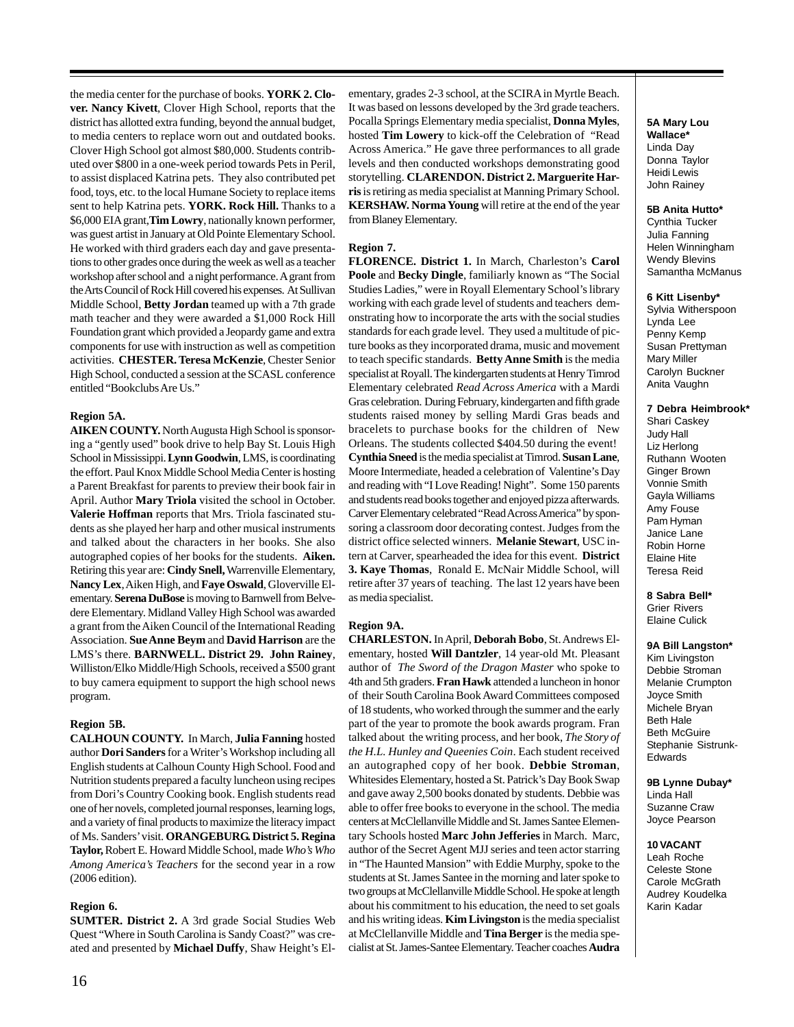the media center for the purchase of books. **YORK 2. Clover. Nancy Kivett**, Clover High School, reports that the district has allotted extra funding, beyond the annual budget, to media centers to replace worn out and outdated books. Clover High School got almost $80,000. Students contributed over $800 in a one-week period towards Pets in Peril, to assist displaced Katrina pets. They also contributed pet food, toys, etc. to the local Humane Society to replace items sent to help Katrina pets. **YORK. Rock Hill.** Thanks to a $6,000 EIA grant, **Tim Lowry**, nationally known performer, was guest artist in January at Old Pointe Elementary School. He worked with third graders each day and gave presentations to other grades once during the week as well as a teacher workshop after school and a night performance. A grant from the Arts Council of Rock Hill covered his expenses. At Sullivan Middle School, **Betty Jordan** teamed up with a 7th grade math teacher and they were awarded a $1,000 Rock Hill Foundation grant which provided a Jeopardy game and extra components for use with instruction as well as competition activities. **CHESTER. Teresa McKenzie**, Chester Senior High School, conducted a session at the SCASL conference entitled "Bookclubs Are Us."

**Region 5A.**

**AIKEN COUNTY.** North Augusta High School is sponsoring a "gently used" book drive to help Bay St. Louis High School in Mississippi. **Lynn Goodwin**, LMS, is coordinating the effort. Paul Knox Middle School Media Center is hosting a Parent Breakfast for parents to preview their book fair in April. Author **Mary Triola** visited the school in October. **Valerie Hoffman** reports that Mrs. Triola fascinated students as she played her harp and other musical instruments and talked about the characters in her books. She also autographed copies of her books for the students. **Aiken.** Retiring this year are: **Cindy Snell,** Warrenville Elementary, **Nancy Lex**, Aiken High, and **Faye Oswald**, Gloverville Elementary. **Serena DuBose** is moving to Barnwell from Belvedere Elementary. Midland Valley High School was awarded a grant from the Aiken Council of the International Reading Association. **Sue Anne Beym** and **David Harrison** are the LMS's there. **BARNWELL. District 29. John Rainey**, Williston/Elko Middle/High Schools, received a $500 grant to buy camera equipment to support the high school news program.

**Region 5B.**

**CALHOUN COUNTY.** In March, **Julia Fanning** hosted author **Dori Sanders** for a Writer's Workshop including all English students at Calhoun County High School. Food and Nutrition students prepared a faculty luncheon using recipes from Dori's Country Cooking book. English students read one of her novels, completed journal responses, learning logs, and a variety of final products to maximize the literacy impact of Ms. Sanders' visit. **ORANGEBURG. District 5. Regina Taylor,** Robert E. Howard Middle School, made *Who's Who Among America's Teachers* for the second year in a row (2006 edition).

**Region 6.**

**SUMTER. District 2.** A 3rd grade Social Studies Web Quest "Where in South Carolina is Sandy Coast?" was created and presented by **Michael Duffy**, Shaw Height's Elementary, grades 2-3 school, at the SCIRA in Myrtle Beach. It was based on lessons developed by the 3rd grade teachers. Pocalla Springs Elementary media specialist, **Donna Myles**, hosted **Tim Lowery** to kick-off the Celebration of "Read Across America." He gave three performances to all grade levels and then conducted workshops demonstrating good storytelling. **CLARENDON. District 2. Marguerite Harris** is retiring as media specialist at Manning Primary School. **KERSHAW. Norma Young** will retire at the end of the year from Blaney Elementary.

**Region 7.**

**FLORENCE. District 1.** In March, Charleston's **Carol Poole** and **Becky Dingle**, familiarly known as "The Social Studies Ladies," were in Royall Elementary School's library working with each grade level of students and teachers demonstrating how to incorporate the arts with the social studies standards for each grade level. They used a multitude of picture books as they incorporated drama, music and movement to teach specific standards. **Betty Anne Smith** is the media specialist at Royall. The kindergarten students at Henry Timrod Elementary celebrated *Read Across America* with a Mardi Gras celebration. During February, kindergarten and fifth grade students raised money by selling Mardi Gras beads and bracelets to purchase books for the children of New Orleans. The students collected $404.50 during the event! **Cynthia Sneed** is the media specialist at Timrod. **Susan Lane**, Moore Intermediate, headed a celebration of Valentine's Day and reading with "I Love Reading! Night". Some 150 parents and students read books together and enjoyed pizza afterwards. Carver Elementary celebrated "Read Across America" by sponsoring a classroom door decorating contest. Judges from the district office selected winners. **Melanie Stewart**, USC intern at Carver, spearheaded the idea for this event. **District 3. Kaye Thomas**, Ronald E. McNair Middle School, will retire after 37 years of teaching. The last 12 years have been as media specialist.

**Region 9A.**

**CHARLESTON.** In April, **Deborah Bobo**, St. Andrews Elementary, hosted **Will Dantzler**, 14 year-old Mt. Pleasant author of *The Sword of the Dragon Master* who spoke to 4th and 5th graders. **Fran Hawk** attended a luncheon in honor of their South Carolina Book Award Committees composed of 18 students, who worked through the summer and the early part of the year to promote the book awards program. Fran talked about the writing process, and her book, *The Story of the H.L. Hunley and Queenies Coin*. Each student received an autographed copy of her book. **Debbie Stroman**, Whitesides Elementary, hosted a St. Patrick's Day Book Swap and gave away 2,500 books donated by students. Debbie was able to offer free books to everyone in the school. The media centers at McClellanville Middle and St. James Santee Elementary Schools hosted **Marc John Jefferies** in March. Marc, author of the Secret Agent MJJ series and teen actor starring in "The Haunted Mansion" with Eddie Murphy, spoke to the students at St. James Santee in the morning and later spoke to two groups at McClellanville Middle School. He spoke at length about his commitment to his education, the need to set goals and his writing ideas. **Kim Livingston** is the media specialist at McClellanville Middle and **Tina Berger** is the media specialist at St. James-Santee Elementary. Teacher coaches **Audra**

**5A Mary Lou Wallace***
Linda Day
Donna Taylor
Heidi Lewis
John Rainey

**5B Anita Hutto***
Cynthia Tucker
Julia Fanning
Helen Winningham
Wendy Blevins
Samantha McManus

**6 Kitt Lisenby***
Sylvia Witherspoon
Lynda Lee
Penny Kemp
Susan Prettyman
Mary Miller
Carolyn Buckner
Anita Vaughn

**7 Debra Heimbrook***
Shari Caskey
Judy Hall
Liz Herlong
Ruthann Wooten
Ginger Brown
Vonnie Smith
Gayla Williams
Amy Fouse
Pam Hyman
Janice Lane
Robin Horne
Elaine Hite
Teresa Reid

**8 Sabra Bell***
Grier Rivers
Elaine Culick

**9A Bill Langston***
Kim Livingston
Debbie Stroman
Melanie Crumpton
Joyce Smith
Michele Bryan
Beth Hale
Beth McGuire
Stephanie Sistrunk-Edwards

**9B Lynne Dubay***
Linda Hall
Suzanne Craw
Joyce Pearson

**10 VACANT**
Leah Roche
Celeste Stone
Carole McGrath
Audrey Koudelka
Karin Kadar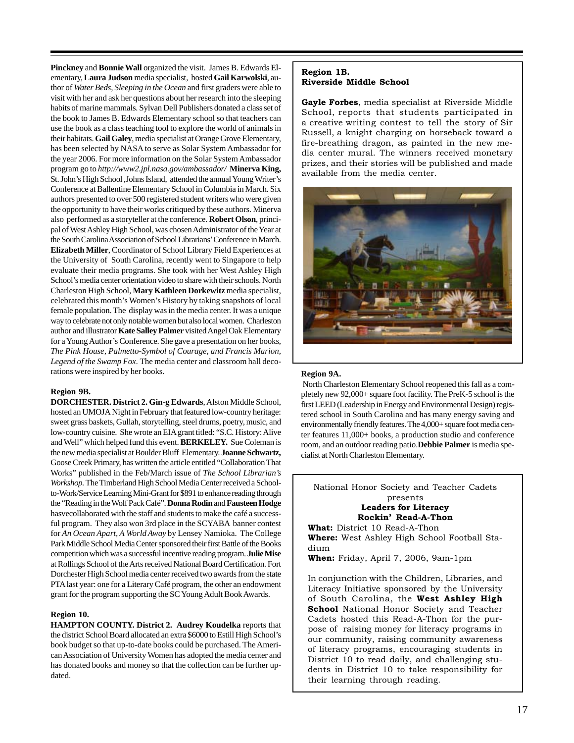**Pinckney** and **Bonnie Wall** organized the visit. James B. Edwards Elementary, **Laura Judson** media specialist, hosted **Gail Karwolski**, author of *Water Beds, Sleeping in the Ocean* and first graders were able to visit with her and ask her questions about her research into the sleeping habits of marine mammals. Sylvan Dell Publishers donated a class set of the book to James B. Edwards Elementary school so that teachers can use the book as a class teaching tool to explore the world of animals in their habitats. **Gail Galey**, media specialist at Orange Grove Elementary, has been selected by NASA to serve as Solar System Ambassador for the year 2006. For more information on the Solar System Ambassador program go to *http://www2.jpl.nasa.gov/ambassador/* **Minerva King,** St. John's High School ,Johns Island, attended the annual Young Writer's Conference at Ballentine Elementary School in Columbia in March. Six authors presented to over 500 registered student writers who were given the opportunity to have their works critiqued by these authors. Minerva also performed as a storyteller at the conference. **Robert Olson**, principal of West Ashley High School, was chosen Administrator of the Year at the South Carolina Association of School Librarians' Conference in March. **Elizabeth Miller**, Coordinator of School Library Field Experiences at the University of South Carolina, recently went to Singapore to help evaluate their media programs. She took with her West Ashley High School's media center orientation video to share with their schools. North Charleston High School, **Mary Kathleen Dorkewitz** media specialist, celebrated this month's Women's History by taking snapshots of local female population. The display was in the media center. It was a unique way to celebrate not only notable women but also local women. Charleston author and illustrator **Kate Salley Palmer** visited Angel Oak Elementary for a Young Author's Conference. She gave a presentation on her books, *The Pink House, Palmetto-Symbol of Courage, and Francis Marion, Legend of the Swamp Fox*. The media center and classroom hall decorations were inspired by her books.

**Region 9B.**

**DORCHESTER. District 2. Gin-g Edwards**, Alston Middle School, hosted an UMOJA Night in February that featured low-country heritage: sweet grass baskets, Gullah, storytelling, steel drums, poetry, music, and low-country cuisine. She wrote an EIA grant titled: "S.C. History: Alive and Well" which helped fund this event. **BERKELEY.** Sue Coleman is the new media specialist at Boulder Bluff Elementary. **Joanne Schwartz,** Goose Creek Primary, has written the article entitled "Collaboration That Works" published in the Feb/March issue of *The School Librarian's Workshop.* The Timberland High School Media Center received a School-to-Work/Service Learning Mini-Grant for $891 to enhance reading through the "Reading in the Wolf Pack Café". **Donna Rodin** and **Fausteen Hodge** hasvecollaborated with the staff and students to make the café a successful program. They also won 3rd place in the SCYABA banner contest for *An Ocean Apart, A World Away* by Lensey Namioka. The College Park Middle School Media Center sponsored their first Battle of the Books competition which was a successful incentive reading program. **Julie Mise** at Rollings School of the Arts received National Board Certification. Fort Dorchester High School media center received two awards from the state PTA last year: one for a Literary Café program, the other an endowment grant for the program supporting the SC Young Adult Book Awards.

**Region 10.**

**HAMPTON COUNTY. District 2. Audrey Koudelka** reports that the district School Board allocated an extra $6000 to Estill High School's book budget so that up-to-date books could be purchased. The American Association of University Women has adopted the media center and has donated books and money so that the collection can be further updated.

**Region 1B.**
**Riverside Middle School**

**Gayle Forbes**, media specialist at Riverside Middle School, reports that students participated in a creative writing contest to tell the story of Sir Russell, a knight charging on horseback toward a fire-breathing dragon, as painted in the new media center mural. The winners received monetary prizes, and their stories will be published and made available from the media center.

**Region 9A.**

North Charleston Elementary School reopened this fall as a completely new 92,000+ square foot facility. The PreK-5 school is the first LEED (Leadership in Energy and Environmental Design) registered school in South Carolina and has many energy saving and environmentally friendly features. The 4,000+ square foot media center features 11,000+ books, a production studio and conference room, and an outdoor reading patio. **Debbie Palmer** is media specialist at North Charleston Elementary.

National Honor Society and Teacher Cadets presents
**Leaders for Literacy**
**Rockin' Read-A-Thon**

**What:** District 10 Read-A-Thon
**Where:** West Ashley High School Football Stadium
**When:** Friday, April 7, 2006, 9am-1pm

In conjunction with the Children, Libraries, and Literacy Initiative sponsored by the University of South Carolina, the **West Ashley High School** National Honor Society and Teacher Cadets hosted this Read-A-Thon for the purpose of raising money for literacy programs in our community, raising community awareness of literacy programs, encouraging students in District 10 to read daily, and challenging students in District 10 to take responsibility for their learning through reading.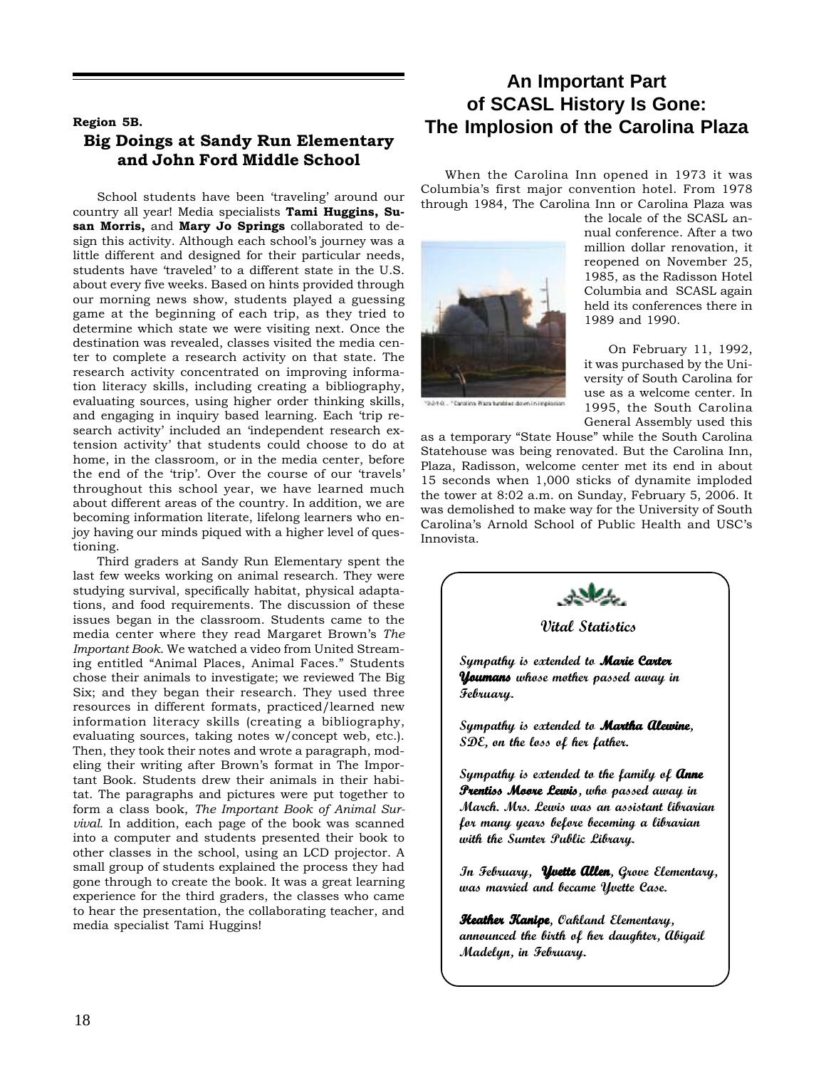Region 5B.

## Big Doings at Sandy Run Elementary and John Ford Middle School

School students have been 'traveling' around our country all year! Media specialists **Tami Huggins, Susan Morris,** and **Mary Jo Springs** collaborated to design this activity. Although each school's journey was a little different and designed for their particular needs, students have 'traveled' to a different state in the U.S. about every five weeks. Based on hints provided through our morning news show, students played a guessing game at the beginning of each trip, as they tried to determine which state we were visiting next. Once the destination was revealed, classes visited the media center to complete a research activity on that state. The research activity concentrated on improving information literacy skills, including creating a bibliography, evaluating sources, using higher order thinking skills, and engaging in inquiry based learning. Each 'trip research activity' included an 'independent research extension activity' that students could choose to do at home, in the classroom, or in the media center, before the end of the 'trip'. Over the course of our 'travels' throughout this school year, we have learned much about different areas of the country. In addition, we are becoming information literate, lifelong learners who enjoy having our minds piqued with a higher level of questioning.

Third graders at Sandy Run Elementary spent the last few weeks working on animal research. They were studying survival, specifically habitat, physical adaptations, and food requirements. The discussion of these issues began in the classroom. Students came to the media center where they read Margaret Brown's *The Important Book*. We watched a video from United Streaming entitled "Animal Places, Animal Faces." Students chose their animals to investigate; we reviewed The Big Six; and they began their research. They used three resources in different formats, practiced/learned new information literacy skills (creating a bibliography, evaluating sources, taking notes w/concept web, etc.). Then, they took their notes and wrote a paragraph, modeling their writing after Brown's format in The Important Book. Students drew their animals in their habitat. The paragraphs and pictures were put together to form a class book, *The Important Book of Animal Survival.* In addition, each page of the book was scanned into a computer and students presented their book to other classes in the school, using an LCD projector. A small group of students explained the process they had gone through to create the book. It was a great learning experience for the third graders, the classes who came to hear the presentation, the collaborating teacher, and media specialist Tami Huggins!

## An Important Part of SCASL History Is Gone: The Implosion of the Carolina Plaza

When the Carolina Inn opened in 1973 it was Columbia's first major convention hotel. From 1978 through 1984, The Carolina Inn or Carolina Plaza was the locale of the SCASL annual conference. After a two million dollar renovation, it reopened on November 25, 1985, as the Radisson Hotel Columbia and SCASL again held its conferences there in 1989 and 1990.

"2-5-06... " Carolina Plaza tumbles down in implosion

On February 11, 1992, it was purchased by the University of South Carolina for use as a welcome center. In 1995, the South Carolina General Assembly used this as a temporary "State House" while the South Carolina Statehouse was being renovated. But the Carolina Inn, Plaza, Radisson, welcome center met its end in about 15 seconds when 1,000 sticks of dynamite imploded the tower at 8:02 a.m. on Sunday, February 5, 2006. It was demolished to make way for the University of South Carolina's Arnold School of Public Health and USC's Innovista.

### Vital Statistics

*Sympathy is extended to **Marie Carter Youmans** whose mother passed away in February.*

*Sympathy is extended to **Martha Alewine**, SDE, on the loss of her father.*

*Sympathy is extended to the family of **Anne Prentiss Moore Lewis**, who passed away in March. Mrs. Lewis was an assistant librarian for many years before becoming a librarian with the Sumter Public Library.*

*In February, **Yvette Allen**, Grove Elementary, was married and became Yvette Case.*

***Heather Kanipe**, Oakland Elementary, announced the birth of her daughter, Abigail Madelyn, in February.*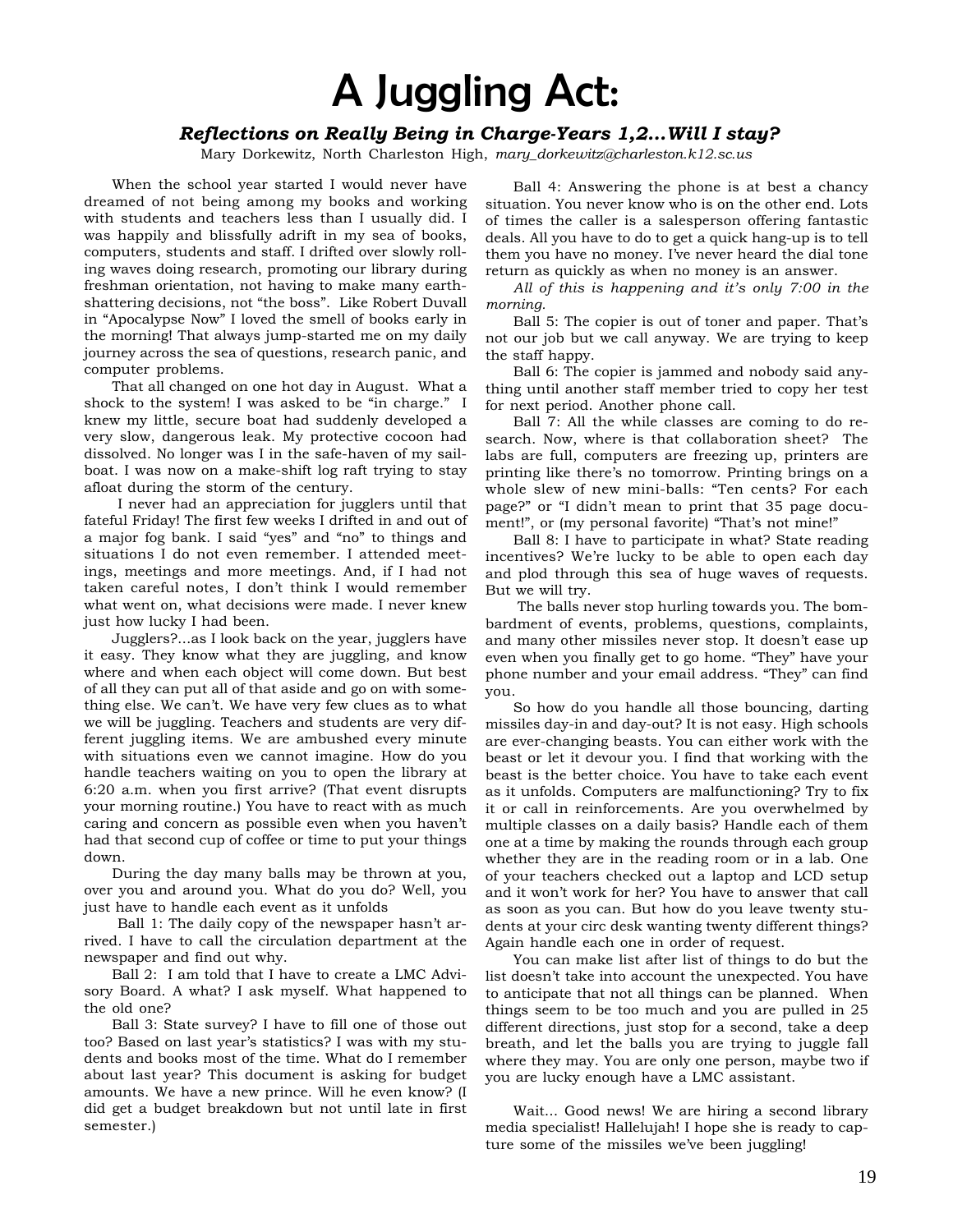# A Juggling Act:

### *Reflections on Really Being in Charge-Years 1,2...Will I stay?*

Mary Dorkewitz, North Charleston High, *mary_dorkewitz@charleston.k12.sc.us*

When the school year started I would never have dreamed of not being among my books and working with students and teachers less than I usually did. I was happily and blissfully adrift in my sea of books, computers, students and staff. I drifted over slowly rolling waves doing research, promoting our library during freshman orientation, not having to make many earth-shattering decisions, not "the boss". Like Robert Duvall in "Apocalypse Now" I loved the smell of books early in the morning! That always jump-started me on my daily journey across the sea of questions, research panic, and computer problems.

That all changed on one hot day in August. What a shock to the system! I was asked to be "in charge." I knew my little, secure boat had suddenly developed a very slow, dangerous leak. My protective cocoon had dissolved. No longer was I in the safe-haven of my sailboat. I was now on a make-shift log raft trying to stay afloat during the storm of the century.

I never had an appreciation for jugglers until that fateful Friday! The first few weeks I drifted in and out of a major fog bank. I said "yes" and "no" to things and situations I do not even remember. I attended meetings, meetings and more meetings. And, if I had not taken careful notes, I don't think I would remember what went on, what decisions were made. I never knew just how lucky I had been.

Jugglers?...as I look back on the year, jugglers have it easy. They know what they are juggling, and know where and when each object will come down. But best of all they can put all of that aside and go on with something else. We can't. We have very few clues as to what we will be juggling. Teachers and students are very different juggling items. We are ambushed every minute with situations even we cannot imagine. How do you handle teachers waiting on you to open the library at 6:20 a.m. when you first arrive? (That event disrupts your morning routine.) You have to react with as much caring and concern as possible even when you haven't had that second cup of coffee or time to put your things down.

During the day many balls may be thrown at you, over you and around you. What do you do? Well, you just have to handle each event as it unfolds

Ball 1: The daily copy of the newspaper hasn't arrived. I have to call the circulation department at the newspaper and find out why.

Ball 2: I am told that I have to create a LMC Advisory Board. A what? I ask myself. What happened to the old one?

Ball 3: State survey? I have to fill one of those out too? Based on last year's statistics? I was with my students and books most of the time. What do I remember about last year? This document is asking for budget amounts. We have a new prince. Will he even know? (I did get a budget breakdown but not until late in first semester.)

Ball 4: Answering the phone is at best a chancy situation. You never know who is on the other end. Lots of times the caller is a salesperson offering fantastic deals. All you have to do to get a quick hang-up is to tell them you have no money. I've never heard the dial tone return as quickly as when no money is an answer.

*All of this is happening and it's only 7:00 in the morning.*

Ball 5: The copier is out of toner and paper. That's not our job but we call anyway. We are trying to keep the staff happy.

Ball 6: The copier is jammed and nobody said anything until another staff member tried to copy her test for next period. Another phone call.

Ball 7: All the while classes are coming to do research. Now, where is that collaboration sheet? The labs are full, computers are freezing up, printers are printing like there's no tomorrow. Printing brings on a whole slew of new mini-balls: "Ten cents? For each page?" or "I didn't mean to print that 35 page document!", or (my personal favorite) "That's not mine!"

Ball 8: I have to participate in what? State reading incentives? We're lucky to be able to open each day and plod through this sea of huge waves of requests. But we will try.

The balls never stop hurling towards you. The bombardment of events, problems, questions, complaints, and many other missiles never stop. It doesn't ease up even when you finally get to go home. "They" have your phone number and your email address. "They" can find you.

So how do you handle all those bouncing, darting missiles day-in and day-out? It is not easy. High schools are ever-changing beasts. You can either work with the beast or let it devour you. I find that working with the beast is the better choice. You have to take each event as it unfolds. Computers are malfunctioning? Try to fix it or call in reinforcements. Are you overwhelmed by multiple classes on a daily basis? Handle each of them one at a time by making the rounds through each group whether they are in the reading room or in a lab. One of your teachers checked out a laptop and LCD setup and it won't work for her? You have to answer that call as soon as you can. But how do you leave twenty students at your circ desk wanting twenty different things? Again handle each one in order of request.

You can make list after list of things to do but the list doesn't take into account the unexpected. You have to anticipate that not all things can be planned. When things seem to be too much and you are pulled in 25 different directions, just stop for a second, take a deep breath, and let the balls you are trying to juggle fall where they may. You are only one person, maybe two if you are lucky enough have a LMC assistant.

Wait... Good news! We are hiring a second library media specialist! Hallelujah! I hope she is ready to capture some of the missiles we've been juggling!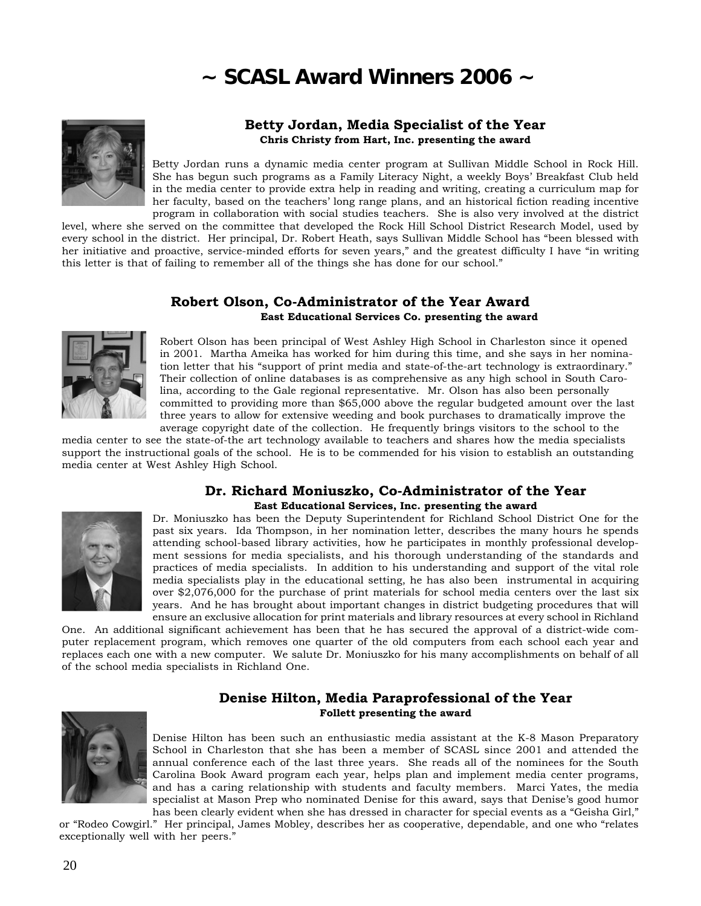# ~ SCASL Award Winners 2006 ~

### Betty Jordan, Media Specialist of the Year

**Chris Christy from Hart, Inc. presenting the award**

Betty Jordan runs a dynamic media center program at Sullivan Middle School in Rock Hill. She has begun such programs as a Family Literacy Night, a weekly Boys' Breakfast Club held in the media center to provide extra help in reading and writing, creating a curriculum map for her faculty, based on the teachers' long range plans, and an historical fiction reading incentive program in collaboration with social studies teachers. She is also very involved at the district level, where she served on the committee that developed the Rock Hill School District Research Model, used by every school in the district. Her principal, Dr. Robert Heath, says Sullivan Middle School has "been blessed with her initiative and proactive, service-minded efforts for seven years," and the greatest difficulty I have "in writing this letter is that of failing to remember all of the things she has done for our school."

### Robert Olson, Co-Administrator of the Year Award

**East Educational Services Co. presenting the award**

Robert Olson has been principal of West Ashley High School in Charleston since it opened in 2001. Martha Ameika has worked for him during this time, and she says in her nomination letter that his "support of print media and state-of-the-art technology is extraordinary." Their collection of online databases is as comprehensive as any high school in South Carolina, according to the Gale regional representative. Mr. Olson has also been personally committed to providing more than $65,000 above the regular budgeted amount over the last three years to allow for extensive weeding and book purchases to dramatically improve the average copyright date of the collection. He frequently brings visitors to the school to the media center to see the state-of-the art technology available to teachers and shares how the media specialists support the instructional goals of the school. He is to be commended for his vision to establish an outstanding media center at West Ashley High School.

### Dr. Richard Moniuszko, Co-Administrator of the Year

**East Educational Services, Inc. presenting the award**

Dr. Moniuszko has been the Deputy Superintendent for Richland School District One for the past six years. Ida Thompson, in her nomination letter, describes the many hours he spends attending school-based library activities, how he participates in monthly professional development sessions for media specialists, and his thorough understanding of the standards and practices of media specialists. In addition to his understanding and support of the vital role media specialists play in the educational setting, he has also been instrumental in acquiring over $2,076,000 for the purchase of print materials for school media centers over the last six years. And he has brought about important changes in district budgeting procedures that will ensure an exclusive allocation for print materials and library resources at every school in Richland One. An additional significant achievement has been that he has secured the approval of a district-wide computer replacement program, which removes one quarter of the old computers from each school each year and replaces each one with a new computer. We salute Dr. Moniuszko for his many accomplishments on behalf of all of the school media specialists in Richland One.

### Denise Hilton, Media Paraprofessional of the Year

**Follett presenting the award**

Denise Hilton has been such an enthusiastic media assistant at the K-8 Mason Preparatory School in Charleston that she has been a member of SCASL since 2001 and attended the annual conference each of the last three years. She reads all of the nominees for the South Carolina Book Award program each year, helps plan and implement media center programs, and has a caring relationship with students and faculty members. Marci Yates, the media specialist at Mason Prep who nominated Denise for this award, says that Denise's good humor has been clearly evident when she has dressed in character for special events as a "Geisha Girl," or "Rodeo Cowgirl." Her principal, James Mobley, describes her as cooperative, dependable, and one who "relates exceptionally well with her peers."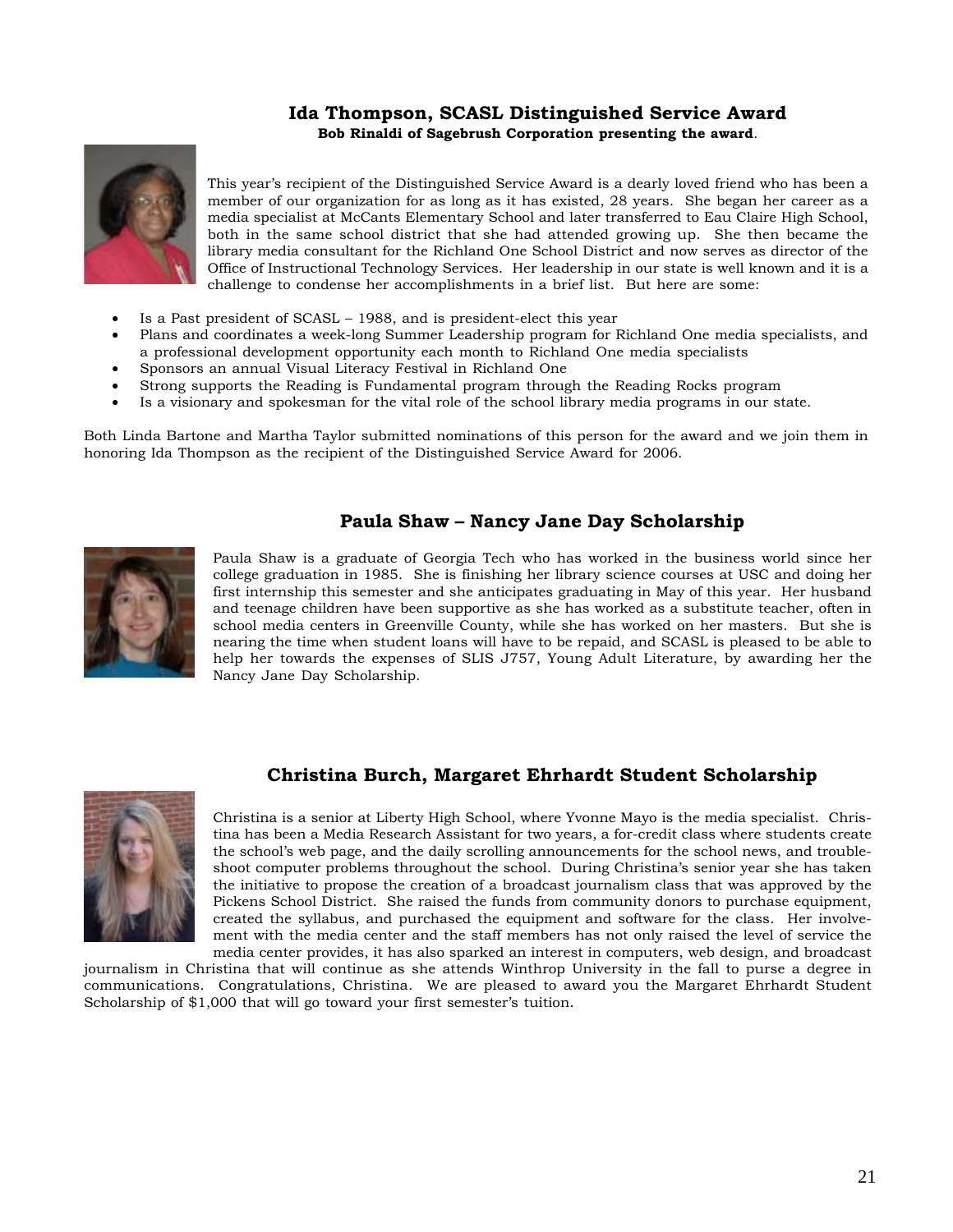## Ida Thompson, SCASL Distinguished Service Award

**Bob Rinaldi of Sagebrush Corporation presenting the award**.

This year's recipient of the Distinguished Service Award is a dearly loved friend who has been a member of our organization for as long as it has existed, 28 years. She began her career as a media specialist at McCants Elementary School and later transferred to Eau Claire High School, both in the same school district that she had attended growing up. She then became the library media consultant for the Richland One School District and now serves as director of the Office of Instructional Technology Services. Her leadership in our state is well known and it is a challenge to condense her accomplishments in a brief list. But here are some:

- Is a Past president of SCASL – 1988, and is president-elect this year
- Plans and coordinates a week-long Summer Leadership program for Richland One media specialists, and a professional development opportunity each month to Richland One media specialists
- Sponsors an annual Visual Literacy Festival in Richland One
- Strong supports the Reading is Fundamental program through the Reading Rocks program
- Is a visionary and spokesman for the vital role of the school library media programs in our state.

Both Linda Bartone and Martha Taylor submitted nominations of this person for the award and we join them in honoring Ida Thompson as the recipient of the Distinguished Service Award for 2006.

## Paula Shaw – Nancy Jane Day Scholarship

Paula Shaw is a graduate of Georgia Tech who has worked in the business world since her college graduation in 1985. She is finishing her library science courses at USC and doing her first internship this semester and she anticipates graduating in May of this year. Her husband and teenage children have been supportive as she has worked as a substitute teacher, often in school media centers in Greenville County, while she has worked on her masters. But she is nearing the time when student loans will have to be repaid, and SCASL is pleased to be able to help her towards the expenses of SLIS J757, Young Adult Literature, by awarding her the Nancy Jane Day Scholarship.

## Christina Burch, Margaret Ehrhardt Student Scholarship

Christina is a senior at Liberty High School, where Yvonne Mayo is the media specialist. Christina has been a Media Research Assistant for two years, a for-credit class where students create the school's web page, and the daily scrolling announcements for the school news, and troubleshoot computer problems throughout the school. During Christina's senior year she has taken the initiative to propose the creation of a broadcast journalism class that was approved by the Pickens School District. She raised the funds from community donors to purchase equipment, created the syllabus, and purchased the equipment and software for the class. Her involvement with the media center and the staff members has not only raised the level of service the media center provides, it has also sparked an interest in computers, web design, and broadcast journalism in Christina that will continue as she attends Winthrop University in the fall to purse a degree in communications. Congratulations, Christina. We are pleased to award you the Margaret Ehrhardt Student Scholarship of $1,000 that will go toward your first semester's tuition.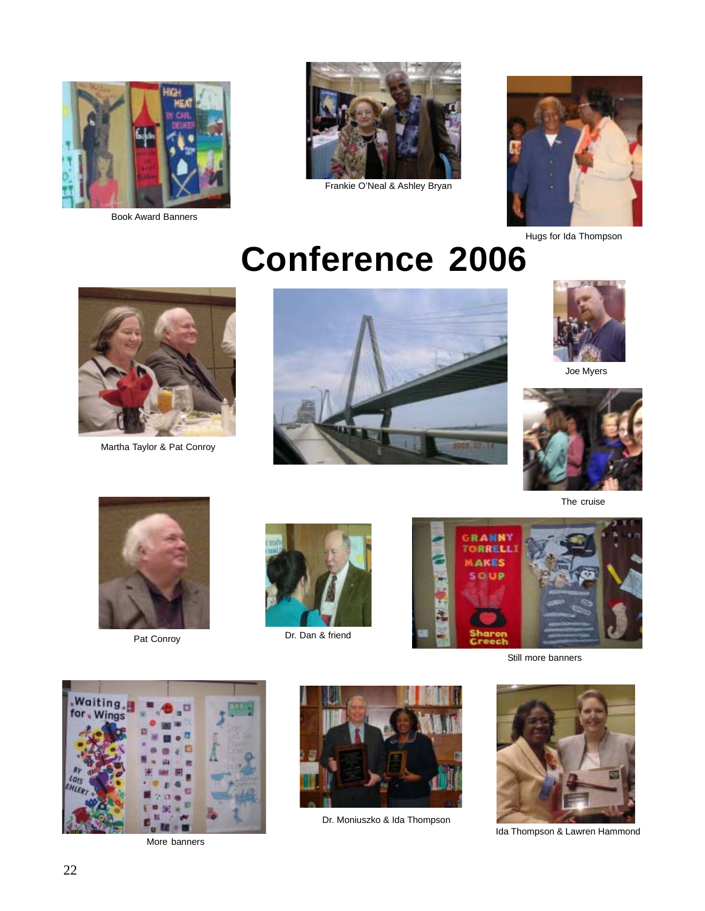Book Award Banners

Frankie O'Neal & Ashley Bryan

Hugs for Ida Thompson

# Conference 2006

Martha Taylor & Pat Conroy

Joe Myers

The cruise

Pat Conroy

Dr. Dan & friend

Still more banners

More banners

Dr. Moniuszko & Ida Thompson

Ida Thompson & Lawren Hammond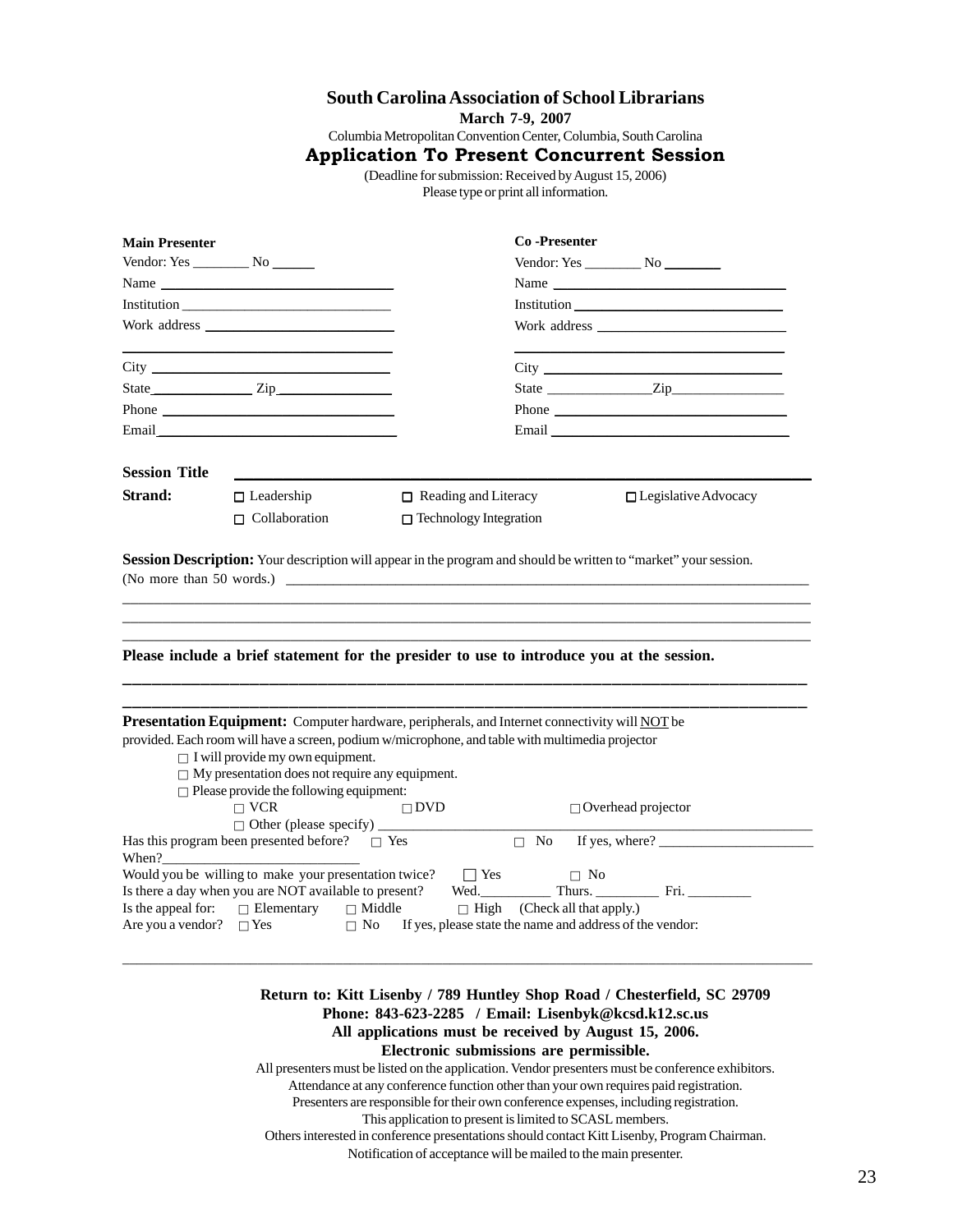# South Carolina Association of School Librarians

**March 7-9, 2007**

Columbia Metropolitan Convention Center, Columbia, South Carolina

## Application To Present Concurrent Session

(Deadline for submission: Received by August 15, 2006)

Please type or print all information.

**Main Presenter**

Vendor: Yes ________ No ______

Name ______________________________

Institution ______________________________

Work address ______________________________

______________________________

City ______________________________

State ______________ Zip ______________

Phone ______________________________

Email ______________________________

**Co -Presenter**

Vendor: Yes ________ No ________

Name ______________________________

Institution ______________________________

Work address ______________________________

______________________________

City ______________________________

State ______________ Zip ______________

Phone ______________________________

Email ______________________________

**Session Title** ____________________________________________________________

**Strand:**

- ☐ Leadership
- ☐ Reading and Literacy
- ☐ Legislative Advocacy
- ☐ Collaboration
- ☐ Technology Integration

**Session Description:** Your description will appear in the program and should be written to "market" your session. (No more than 50 words.) ____________________________________________________________

____________________________________________________________

____________________________________________________________

____________________________________________________________

**Please include a brief statement for the presider to use to introduce you at the session.**

____________________________________________________________

____________________________________________________________

**Presentation Equipment:** Computer hardware, peripherals, and Internet connectivity will NOT be provided. Each room will have a screen, podium w/microphone, and table with multimedia projector

- ☐ I will provide my own equipment.
- ☐ My presentation does not require any equipment.
- ☐ Please provide the following equipment:
  - ☐ VCR
  - ☐ DVD
  - ☐ Overhead projector
  - ☐ Other (please specify) ______________________________

Has this program been presented before? ☐ Yes ☐ No If yes, where? ______________________ When? ____________________________

Would you be willing to make your presentation twice? ☐ Yes ☐ No

Is there a day when you are NOT available to present? Wed. __________ Thurs. _________ Fri. _________

Is the appeal for: ☐ Elementary ☐ Middle ☐ High (Check all that apply.)

Are you a vendor? ☐ Yes ☐ No If yes, please state the name and address of the vendor:

____________________________________________________________

**Return to: Kitt Lisenby / 789 Huntley Shop Road / Chesterfield, SC 29709**

**Phone: 843-623-2285 / Email: Lisenbyk@kcsd.k12.sc.us**

**All applications must be received by August 15, 2006.**

**Electronic submissions are permissible.**

All presenters must be listed on the application. Vendor presenters must be conference exhibitors.
Attendance at any conference function other than your own requires paid registration.
Presenters are responsible for their own conference expenses, including registration.
This application to present is limited to SCASL members.
Others interested in conference presentations should contact Kitt Lisenby, Program Chairman.
Notification of acceptance will be mailed to the main presenter.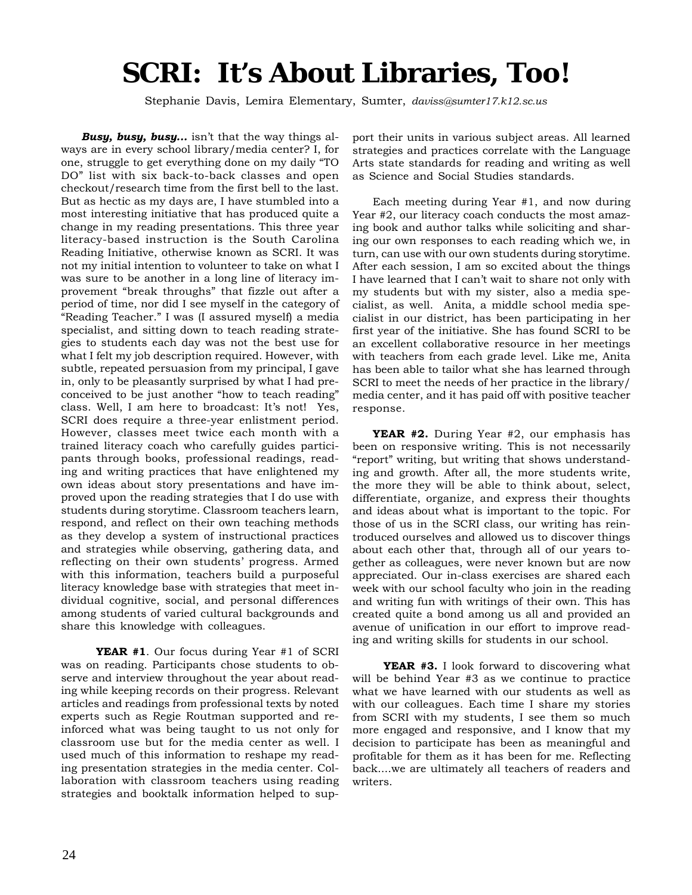# SCRI: It's About Libraries, Too!

Stephanie Davis, Lemira Elementary, Sumter, *daviss@sumter17.k12.sc.us*

***Busy, busy, busy...*** isn't that the way things always are in every school library/media center? I, for one, struggle to get everything done on my daily "TO DO" list with six back-to-back classes and open checkout/research time from the first bell to the last. But as hectic as my days are, I have stumbled into a most interesting initiative that has produced quite a change in my reading presentations. This three year literacy-based instruction is the South Carolina Reading Initiative, otherwise known as SCRI. It was not my initial intention to volunteer to take on what I was sure to be another in a long line of literacy improvement "break throughs" that fizzle out after a period of time, nor did I see myself in the category of "Reading Teacher." I was (I assured myself) a media specialist, and sitting down to teach reading strategies to students each day was not the best use for what I felt my job description required. However, with subtle, repeated persuasion from my principal, I gave in, only to be pleasantly surprised by what I had preconceived to be just another "how to teach reading" class. Well, I am here to broadcast: It's not! Yes, SCRI does require a three-year enlistment period. However, classes meet twice each month with a trained literacy coach who carefully guides participants through books, professional readings, reading and writing practices that have enlightened my own ideas about story presentations and have improved upon the reading strategies that I do use with students during storytime. Classroom teachers learn, respond, and reflect on their own teaching methods as they develop a system of instructional practices and strategies while observing, gathering data, and reflecting on their own students' progress. Armed with this information, teachers build a purposeful literacy knowledge base with strategies that meet individual cognitive, social, and personal differences among students of varied cultural backgrounds and share this knowledge with colleagues.

**YEAR #1**. Our focus during Year #1 of SCRI was on reading. Participants chose students to observe and interview throughout the year about reading while keeping records on their progress. Relevant articles and readings from professional texts by noted experts such as Regie Routman supported and reinforced what was being taught to us not only for classroom use but for the media center as well. I used much of this information to reshape my reading presentation strategies in the media center. Collaboration with classroom teachers using reading strategies and booktalk information helped to support their units in various subject areas. All learned strategies and practices correlate with the Language Arts state standards for reading and writing as well as Science and Social Studies standards.

Each meeting during Year #1, and now during Year #2, our literacy coach conducts the most amazing book and author talks while soliciting and sharing our own responses to each reading which we, in turn, can use with our own students during storytime. After each session, I am so excited about the things I have learned that I can't wait to share not only with my students but with my sister, also a media specialist, as well. Anita, a middle school media specialist in our district, has been participating in her first year of the initiative. She has found SCRI to be an excellent collaborative resource in her meetings with teachers from each grade level. Like me, Anita has been able to tailor what she has learned through SCRI to meet the needs of her practice in the library/media center, and it has paid off with positive teacher response.

**YEAR #2.** During Year #2, our emphasis has been on responsive writing. This is not necessarily "report" writing, but writing that shows understanding and growth. After all, the more students write, the more they will be able to think about, select, differentiate, organize, and express their thoughts and ideas about what is important to the topic. For those of us in the SCRI class, our writing has reintroduced ourselves and allowed us to discover things about each other that, through all of our years together as colleagues, were never known but are now appreciated. Our in-class exercises are shared each week with our school faculty who join in the reading and writing fun with writings of their own. This has created quite a bond among us all and provided an avenue of unification in our effort to improve reading and writing skills for students in our school.

**YEAR #3.** I look forward to discovering what will be behind Year #3 as we continue to practice what we have learned with our students as well as with our colleagues. Each time I share my stories from SCRI with my students, I see them so much more engaged and responsive, and I know that my decision to participate has been as meaningful and profitable for them as it has been for me. Reflecting back....we are ultimately all teachers of readers and writers.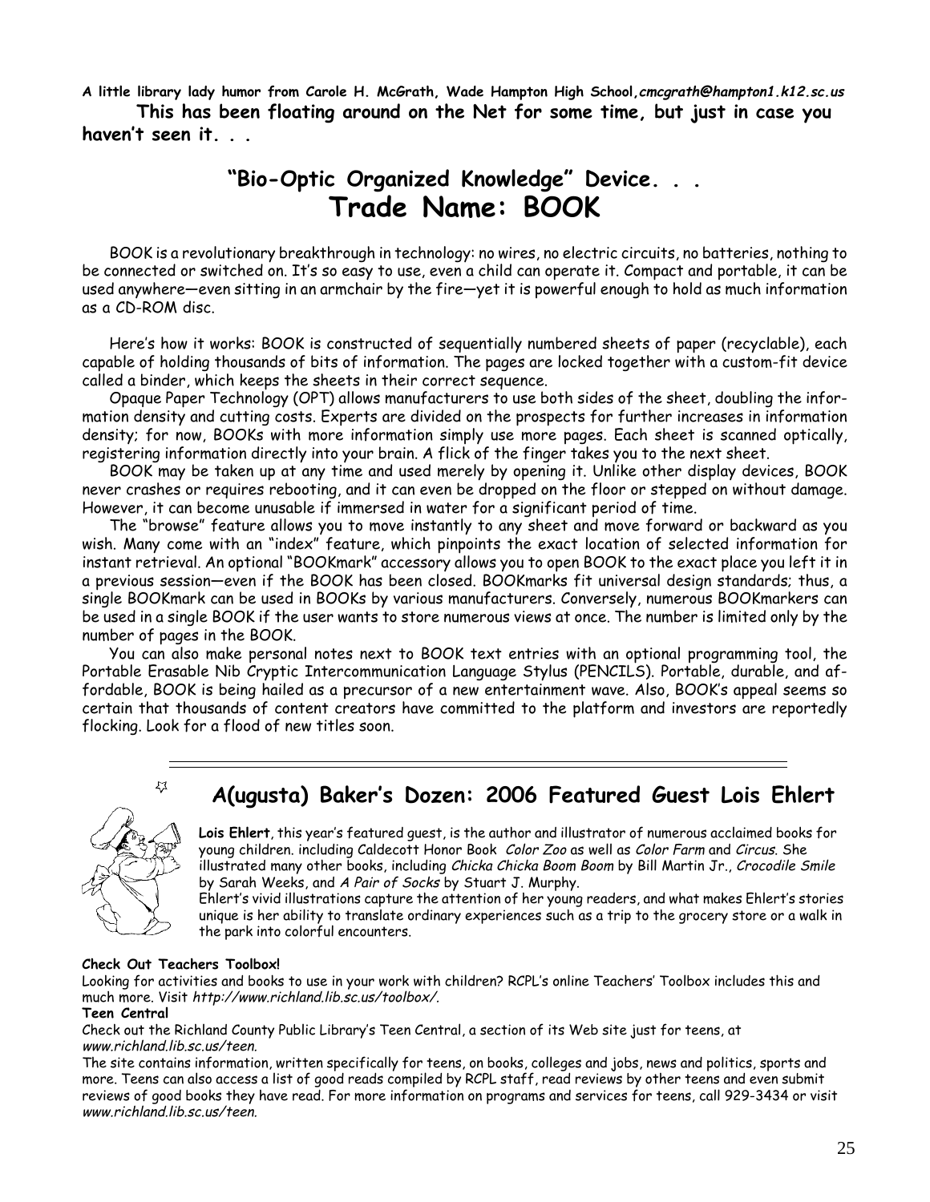**A little library lady humor from Carole H. McGrath, Wade Hampton High School,*cmcgrath@hampton1.k12.sc.us***

**This has been floating around on the Net for some time, but just in case you haven't seen it. . .**

## "Bio-Optic Organized Knowledge" Device. . .

# Trade Name: BOOK

BOOK is a revolutionary breakthrough in technology: no wires, no electric circuits, no batteries, nothing to be connected or switched on. It's so easy to use, even a child can operate it. Compact and portable, it can be used anywhere—even sitting in an armchair by the fire—yet it is powerful enough to hold as much information as a CD-ROM disc.

Here's how it works: BOOK is constructed of sequentially numbered sheets of paper (recyclable), each capable of holding thousands of bits of information. The pages are locked together with a custom-fit device called a binder, which keeps the sheets in their correct sequence.

Opaque Paper Technology (OPT) allows manufacturers to use both sides of the sheet, doubling the information density and cutting costs. Experts are divided on the prospects for further increases in information density; for now, BOOKs with more information simply use more pages. Each sheet is scanned optically, registering information directly into your brain. A flick of the finger takes you to the next sheet.

BOOK may be taken up at any time and used merely by opening it. Unlike other display devices, BOOK never crashes or requires rebooting, and it can even be dropped on the floor or stepped on without damage. However, it can become unusable if immersed in water for a significant period of time.

The "browse" feature allows you to move instantly to any sheet and move forward or backward as you wish. Many come with an "index" feature, which pinpoints the exact location of selected information for instant retrieval. An optional "BOOKmark" accessory allows you to open BOOK to the exact place you left it in a previous session—even if the BOOK has been closed. BOOKmarks fit universal design standards; thus, a single BOOKmark can be used in BOOKs by various manufacturers. Conversely, numerous BOOKmarkers can be used in a single BOOK if the user wants to store numerous views at once. The number is limited only by the number of pages in the BOOK.

You can also make personal notes next to BOOK text entries with an optional programming tool, the Portable Erasable Nib Cryptic Intercommunication Language Stylus (PENCILS). Portable, durable, and affordable, BOOK is being hailed as a precursor of a new entertainment wave. Also, BOOK's appeal seems so certain that thousands of content creators have committed to the platform and investors are reportedly flocking. Look for a flood of new titles soon.

---

## A(ugusta) Baker's Dozen: 2006 Featured Guest Lois Ehlert

**Lois Ehlert**, this year's featured guest, is the author and illustrator of numerous acclaimed books for young children. including Caldecott Honor Book *Color Zoo* as well as *Color Farm* and *Circus*. She illustrated many other books, including *Chicka Chicka Boom Boom* by Bill Martin Jr., *Crocodile Smile* by Sarah Weeks, and *A Pair of Socks* by Stuart J. Murphy.

Ehlert's vivid illustrations capture the attention of her young readers, and what makes Ehlert's stories unique is her ability to translate ordinary experiences such as a trip to the grocery store or a walk in the park into colorful encounters.

**Check Out Teachers Toolbox!**

Looking for activities and books to use in your work with children? RCPL's online Teachers' Toolbox includes this and much more. Visit *http://www.richland.lib.sc.us/toolbox/*.

**Teen Central**

Check out the Richland County Public Library's Teen Central, a section of its Web site just for teens, at *www.richland.lib.sc.us/teen.*

The site contains information, written specifically for teens, on books, colleges and jobs, news and politics, sports and more. Teens can also access a list of good reads compiled by RCPL staff, read reviews by other teens and even submit reviews of good books they have read. For more information on programs and services for teens, call 929-3434 or visit *www.richland.lib.sc.us/teen.*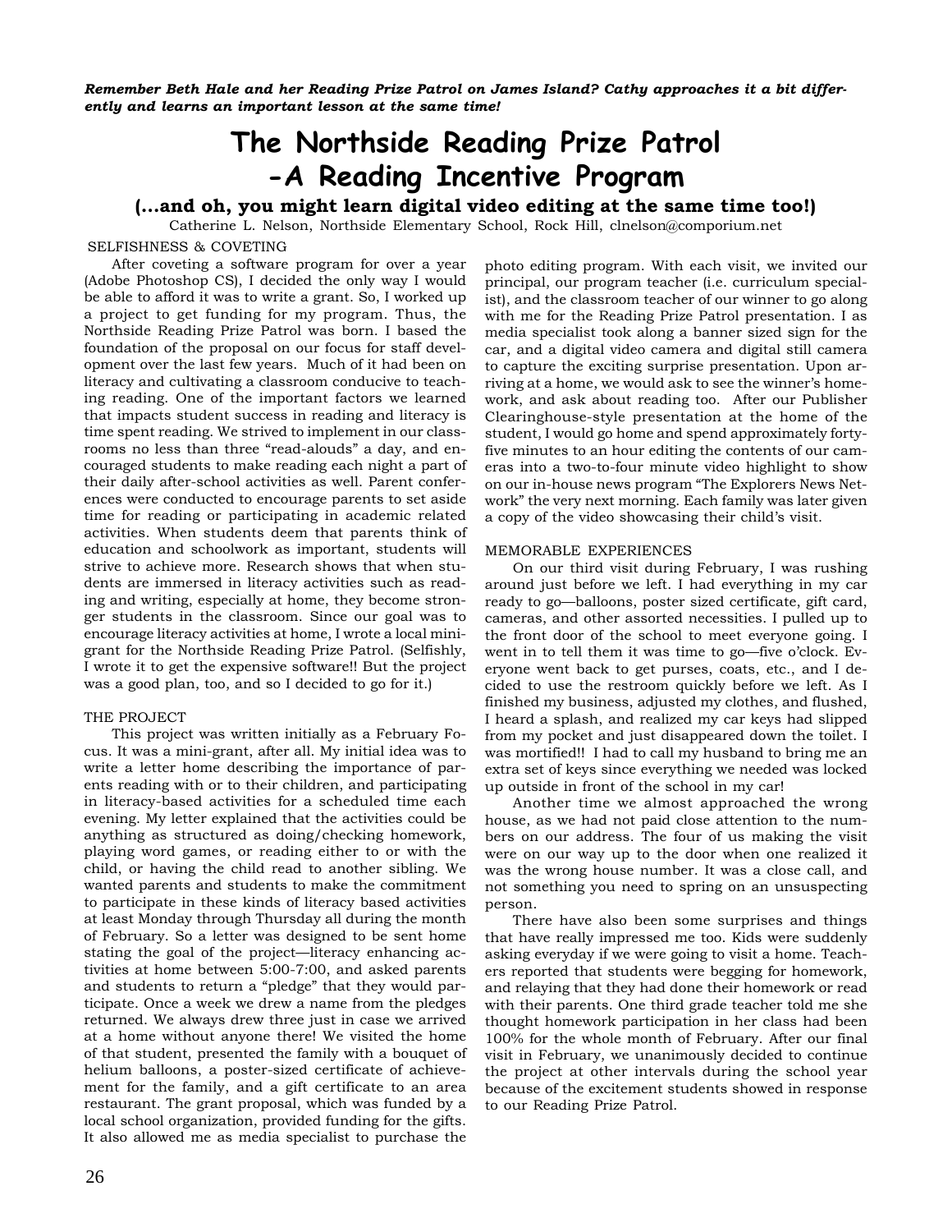*Remember Beth Hale and her Reading Prize Patrol on James Island? Cathy approaches it a bit differently and learns an important lesson at the same time!*

# The Northside Reading Prize Patrol -A Reading Incentive Program

### (...and oh, you might learn digital video editing at the same time too!)

Catherine L. Nelson, Northside Elementary School, Rock Hill, clnelson@comporium.net

SELFISHNESS & COVETING

After coveting a software program for over a year (Adobe Photoshop CS), I decided the only way I would be able to afford it was to write a grant. So, I worked up a project to get funding for my program. Thus, the Northside Reading Prize Patrol was born. I based the foundation of the proposal on our focus for staff development over the last few years. Much of it had been on literacy and cultivating a classroom conducive to teaching reading. One of the important factors we learned that impacts student success in reading and literacy is time spent reading. We strived to implement in our classrooms no less than three "read-alouds" a day, and encouraged students to make reading each night a part of their daily after-school activities as well. Parent conferences were conducted to encourage parents to set aside time for reading or participating in academic related activities. When students deem that parents think of education and schoolwork as important, students will strive to achieve more. Research shows that when students are immersed in literacy activities such as reading and writing, especially at home, they become stronger students in the classroom. Since our goal was to encourage literacy activities at home, I wrote a local minigrant for the Northside Reading Prize Patrol. (Selfishly, I wrote it to get the expensive software!! But the project was a good plan, too, and so I decided to go for it.)

THE PROJECT

This project was written initially as a February Focus. It was a mini-grant, after all. My initial idea was to write a letter home describing the importance of parents reading with or to their children, and participating in literacy-based activities for a scheduled time each evening. My letter explained that the activities could be anything as structured as doing/checking homework, playing word games, or reading either to or with the child, or having the child read to another sibling. We wanted parents and students to make the commitment to participate in these kinds of literacy based activities at least Monday through Thursday all during the month of February. So a letter was designed to be sent home stating the goal of the project—literacy enhancing activities at home between 5:00-7:00, and asked parents and students to return a "pledge" that they would participate. Once a week we drew a name from the pledges returned. We always drew three just in case we arrived at a home without anyone there! We visited the home of that student, presented the family with a bouquet of helium balloons, a poster-sized certificate of achievement for the family, and a gift certificate to an area restaurant. The grant proposal, which was funded by a local school organization, provided funding for the gifts. It also allowed me as media specialist to purchase the photo editing program. With each visit, we invited our principal, our program teacher (i.e. curriculum specialist), and the classroom teacher of our winner to go along with me for the Reading Prize Patrol presentation. I as media specialist took along a banner sized sign for the car, and a digital video camera and digital still camera to capture the exciting surprise presentation. Upon arriving at a home, we would ask to see the winner's homework, and ask about reading too. After our Publisher Clearinghouse-style presentation at the home of the student, I would go home and spend approximately forty-five minutes to an hour editing the contents of our cameras into a two-to-four minute video highlight to show on our in-house news program "The Explorers News Network" the very next morning. Each family was later given a copy of the video showcasing their child's visit.

MEMORABLE EXPERIENCES

On our third visit during February, I was rushing around just before we left. I had everything in my car ready to go—balloons, poster sized certificate, gift card, cameras, and other assorted necessities. I pulled up to the front door of the school to meet everyone going. I went in to tell them it was time to go—five o'clock. Everyone went back to get purses, coats, etc., and I decided to use the restroom quickly before we left. As I finished my business, adjusted my clothes, and flushed, I heard a splash, and realized my car keys had slipped from my pocket and just disappeared down the toilet. I was mortified!! I had to call my husband to bring me an extra set of keys since everything we needed was locked up outside in front of the school in my car!

Another time we almost approached the wrong house, as we had not paid close attention to the numbers on our address. The four of us making the visit were on our way up to the door when one realized it was the wrong house number. It was a close call, and not something you need to spring on an unsuspecting person.

There have also been some surprises and things that have really impressed me too. Kids were suddenly asking everyday if we were going to visit a home. Teachers reported that students were begging for homework, and relaying that they had done their homework or read with their parents. One third grade teacher told me she thought homework participation in her class had been 100% for the whole month of February. After our final visit in February, we unanimously decided to continue the project at other intervals during the school year because of the excitement students showed in response to our Reading Prize Patrol.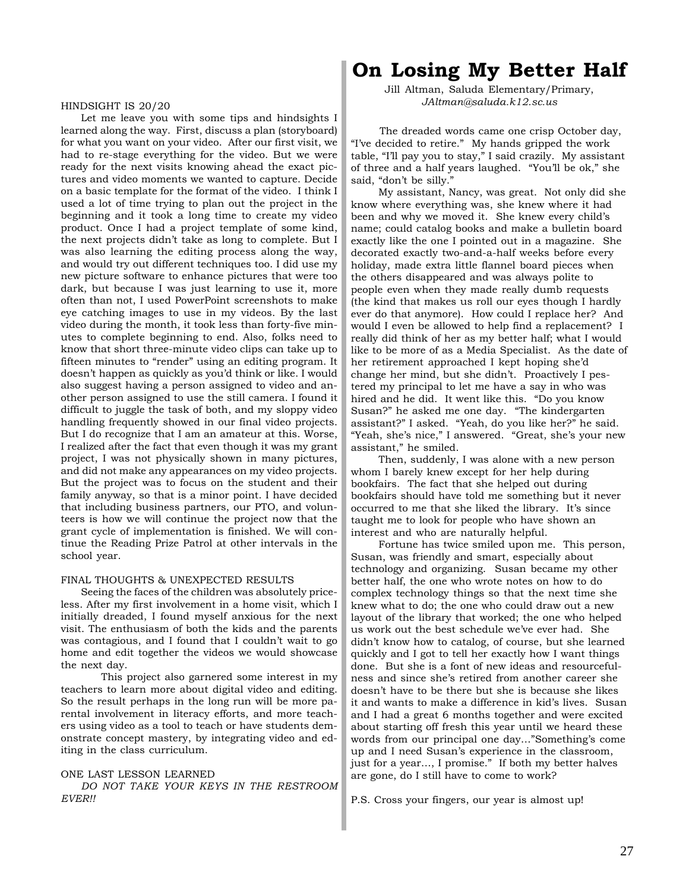HINDSIGHT IS 20/20

Let me leave you with some tips and hindsights I learned along the way. First, discuss a plan (storyboard) for what you want on your video. After our first visit, we had to re-stage everything for the video. But we were ready for the next visits knowing ahead the exact pictures and video moments we wanted to capture. Decide on a basic template for the format of the video. I think I used a lot of time trying to plan out the project in the beginning and it took a long time to create my video product. Once I had a project template of some kind, the next projects didn't take as long to complete. But I was also learning the editing process along the way, and would try out different techniques too. I did use my new picture software to enhance pictures that were too dark, but because I was just learning to use it, more often than not, I used PowerPoint screenshots to make eye catching images to use in my videos. By the last video during the month, it took less than forty-five minutes to complete beginning to end. Also, folks need to know that short three-minute video clips can take up to fifteen minutes to "render" using an editing program. It doesn't happen as quickly as you'd think or like. I would also suggest having a person assigned to video and another person assigned to use the still camera. I found it difficult to juggle the task of both, and my sloppy video handling frequently showed in our final video projects. But I do recognize that I am an amateur at this. Worse, I realized after the fact that even though it was my grant project, I was not physically shown in many pictures, and did not make any appearances on my video projects. But the project was to focus on the student and their family anyway, so that is a minor point. I have decided that including business partners, our PTO, and volunteers is how we will continue the project now that the grant cycle of implementation is finished. We will continue the Reading Prize Patrol at other intervals in the school year.

FINAL THOUGHTS & UNEXPECTED RESULTS

Seeing the faces of the children was absolutely priceless. After my first involvement in a home visit, which I initially dreaded, I found myself anxious for the next visit. The enthusiasm of both the kids and the parents was contagious, and I found that I couldn't wait to go home and edit together the videos we would showcase the next day.

This project also garnered some interest in my teachers to learn more about digital video and editing. So the result perhaps in the long run will be more parental involvement in literacy efforts, and more teachers using video as a tool to teach or have students demonstrate concept mastery, by integrating video and editing in the class curriculum.

ONE LAST LESSON LEARNED

*DO NOT TAKE YOUR KEYS IN THE RESTROOM EVER!!*

# On Losing My Better Half

Jill Altman, Saluda Elementary/Primary, *JAltman@saluda.k12.sc.us*

The dreaded words came one crisp October day, "I've decided to retire." My hands gripped the work table, "I'll pay you to stay," I said crazily. My assistant of three and a half years laughed. "You'll be ok," she said, "don't be silly."

My assistant, Nancy, was great. Not only did she know where everything was, she knew where it had been and why we moved it. She knew every child's name; could catalog books and make a bulletin board exactly like the one I pointed out in a magazine. She decorated exactly two-and-a-half weeks before every holiday, made extra little flannel board pieces when the others disappeared and was always polite to people even when they made really dumb requests (the kind that makes us roll our eyes though I hardly ever do that anymore). How could I replace her? And would I even be allowed to help find a replacement? I really did think of her as my better half; what I would like to be more of as a Media Specialist. As the date of her retirement approached I kept hoping she'd change her mind, but she didn't. Proactively I pestered my principal to let me have a say in who was hired and he did. It went like this. "Do you know Susan?" he asked me one day. "The kindergarten assistant?" I asked. "Yeah, do you like her?" he said. "Yeah, she's nice," I answered. "Great, she's your new assistant," he smiled.

Then, suddenly, I was alone with a new person whom I barely knew except for her help during bookfairs. The fact that she helped out during bookfairs should have told me something but it never occurred to me that she liked the library. It's since taught me to look for people who have shown an interest and who are naturally helpful.

Fortune has twice smiled upon me. This person, Susan, was friendly and smart, especially about technology and organizing. Susan became my other better half, the one who wrote notes on how to do complex technology things so that the next time she knew what to do; the one who could draw out a new layout of the library that worked; the one who helped us work out the best schedule we've ever had. She didn't know how to catalog, of course, but she learned quickly and I got to tell her exactly how I want things done. But she is a font of new ideas and resourcefulness and since she's retired from another career she doesn't have to be there but she is because she likes it and wants to make a difference in kid's lives. Susan and I had a great 6 months together and were excited about starting off fresh this year until we heard these words from our principal one day…"Something's come up and I need Susan's experience in the classroom, just for a year…, I promise." If both my better halves are gone, do I still have to come to work?

P.S. Cross your fingers, our year is almost up!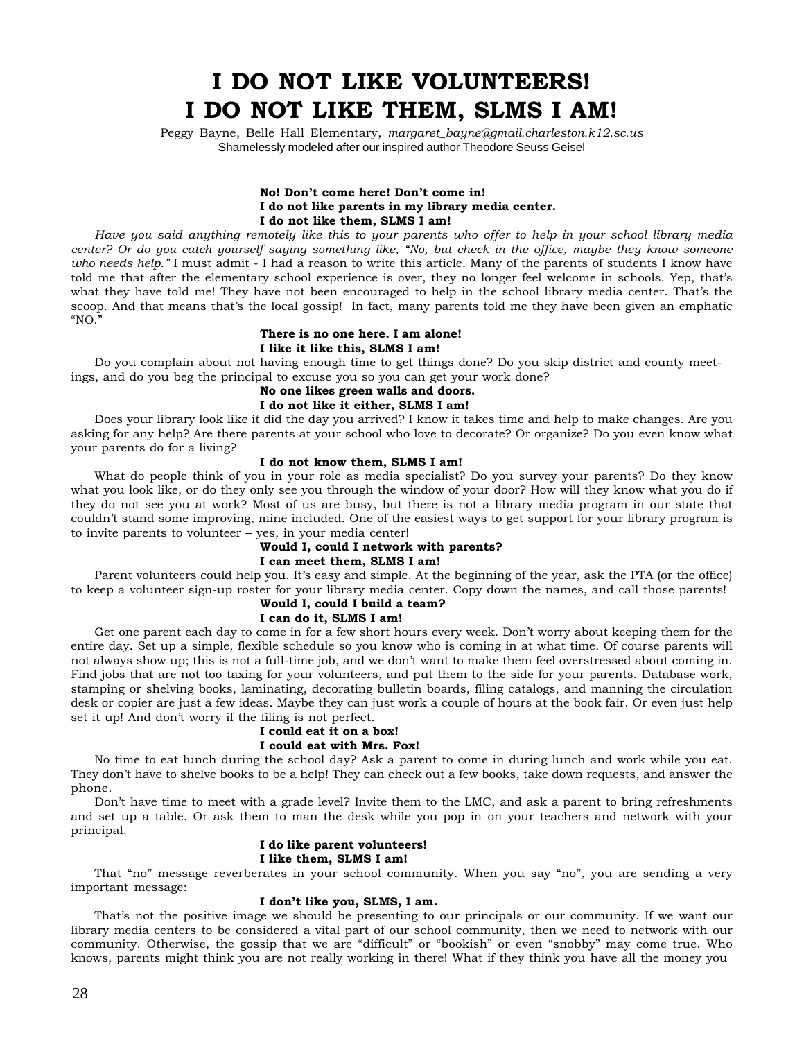# I DO NOT LIKE VOLUNTEERS! I DO NOT LIKE THEM, SLMS I AM!

Peggy Bayne, Belle Hall Elementary, *margaret_bayne@gmail.charleston.k12.sc.us*
Shamelessly modeled after our inspired author Theodore Seuss Geisel

**No! Don't come here! Don't come in!**
**I do not like parents in my library media center.**
**I do not like them, SLMS I am!**

*Have you said anything remotely like this to your parents who offer to help in your school library media center? Or do you catch yourself saying something like, "No, but check in the office, maybe they know someone who needs help."* I must admit - I had a reason to write this article. Many of the parents of students I know have told me that after the elementary school experience is over, they no longer feel welcome in schools. Yep, that's what they have told me! They have not been encouraged to help in the school library media center. That's the scoop. And that means that's the local gossip! In fact, many parents told me they have been given an emphatic "NO."

**There is no one here. I am alone!**
**I like it like this, SLMS I am!**

Do you complain about not having enough time to get things done? Do you skip district and county meetings, and do you beg the principal to excuse you so you can get your work done?

**No one likes green walls and doors.**
**I do not like it either, SLMS I am!**

Does your library look like it did the day you arrived? I know it takes time and help to make changes. Are you asking for any help? Are there parents at your school who love to decorate? Or organize? Do you even know what your parents do for a living?

**I do not know them, SLMS I am!**

What do people think of you in your role as media specialist? Do you survey your parents? Do they know what you look like, or do they only see you through the window of your door? How will they know what you do if they do not see you at work? Most of us are busy, but there is not a library media program in our state that couldn't stand some improving, mine included. One of the easiest ways to get support for your library program is to invite parents to volunteer – yes, in your media center!

**Would I, could I network with parents?**
**I can meet them, SLMS I am!**

Parent volunteers could help you. It's easy and simple. At the beginning of the year, ask the PTA (or the office) to keep a volunteer sign-up roster for your library media center. Copy down the names, and call those parents!

**Would I, could I build a team?**
**I can do it, SLMS I am!**

Get one parent each day to come in for a few short hours every week. Don't worry about keeping them for the entire day. Set up a simple, flexible schedule so you know who is coming in at what time. Of course parents will not always show up; this is not a full-time job, and we don't want to make them feel overstressed about coming in. Find jobs that are not too taxing for your volunteers, and put them to the side for your parents. Database work, stamping or shelving books, laminating, decorating bulletin boards, filing catalogs, and manning the circulation desk or copier are just a few ideas. Maybe they can just work a couple of hours at the book fair. Or even just help set it up! And don't worry if the filing is not perfect.

**I could eat it on a box!**
**I could eat with Mrs. Fox!**

No time to eat lunch during the school day? Ask a parent to come in during lunch and work while you eat. They don't have to shelve books to be a help! They can check out a few books, take down requests, and answer the phone.

Don't have time to meet with a grade level? Invite them to the LMC, and ask a parent to bring refreshments and set up a table. Or ask them to man the desk while you pop in on your teachers and network with your principal.

**I do like parent volunteers!**
**I like them, SLMS I am!**

That "no" message reverberates in your school community. When you say "no", you are sending a very important message:

**I don't like you, SLMS, I am.**

That's not the positive image we should be presenting to our principals or our community. If we want our library media centers to be considered a vital part of our school community, then we need to network with our community. Otherwise, the gossip that we are "difficult" or "bookish" or even "snobby" may come true. Who knows, parents might think you are not really working in there! What if they think you have all the money you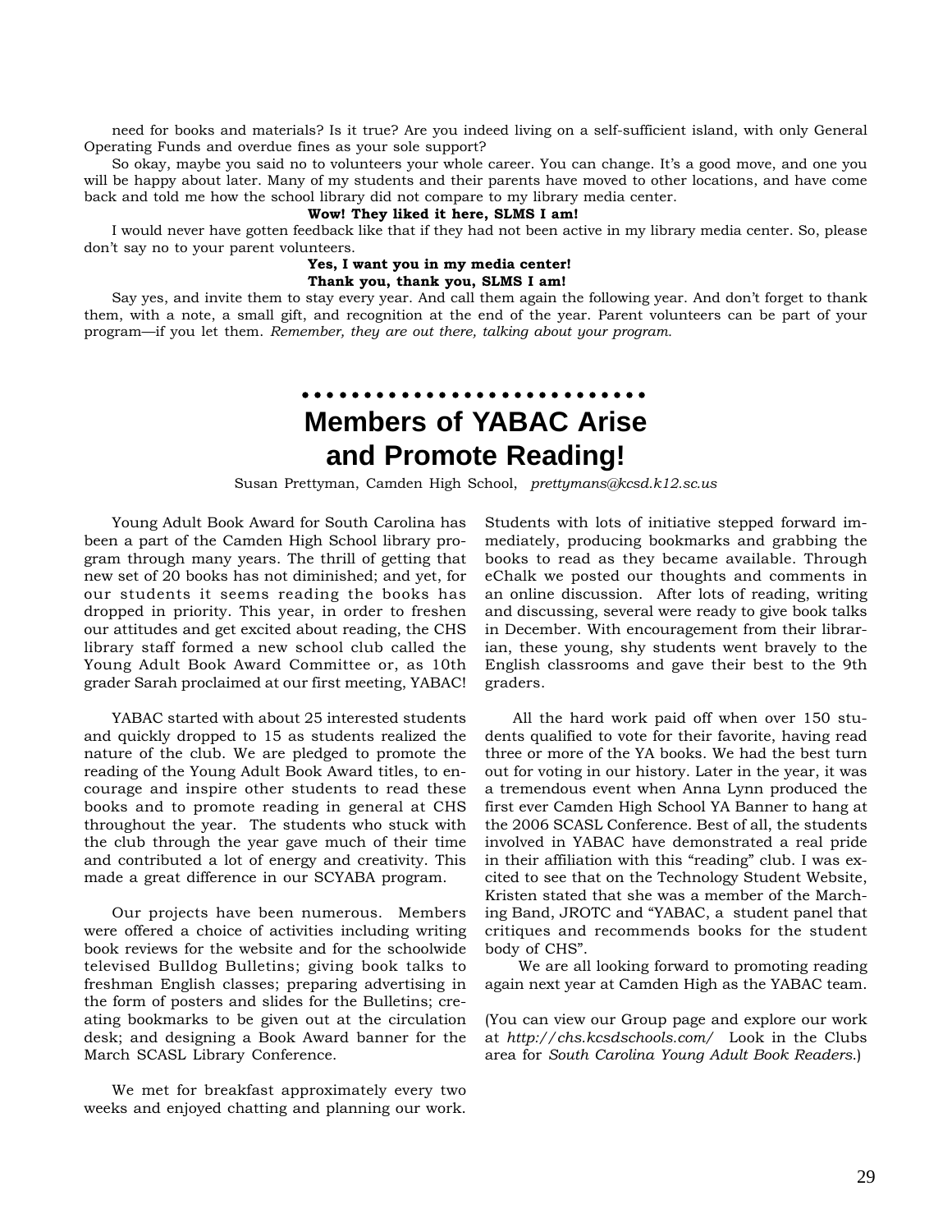need for books and materials? Is it true? Are you indeed living on a self-sufficient island, with only General Operating Funds and overdue fines as your sole support?

So okay, maybe you said no to volunteers your whole career. You can change. It's a good move, and one you will be happy about later. Many of my students and their parents have moved to other locations, and have come back and told me how the school library did not compare to my library media center.

**Wow! They liked it here, SLMS I am!**

I would never have gotten feedback like that if they had not been active in my library media center. So, please don't say no to your parent volunteers.

**Yes, I want you in my media center!**
**Thank you, thank you, SLMS I am!**

Say yes, and invite them to stay every year. And call them again the following year. And don't forget to thank them, with a note, a small gift, and recognition at the end of the year. Parent volunteers can be part of your program—if you let them. *Remember, they are out there, talking about your program.*

# Members of YABAC Arise and Promote Reading!

Susan Prettyman, Camden High School, *prettymans@kcsd.k12.sc.us*

Young Adult Book Award for South Carolina has been a part of the Camden High School library program through many years. The thrill of getting that new set of 20 books has not diminished; and yet, for our students it seems reading the books has dropped in priority. This year, in order to freshen our attitudes and get excited about reading, the CHS library staff formed a new school club called the Young Adult Book Award Committee or, as 10th grader Sarah proclaimed at our first meeting, YABAC!

YABAC started with about 25 interested students and quickly dropped to 15 as students realized the nature of the club. We are pledged to promote the reading of the Young Adult Book Award titles, to encourage and inspire other students to read these books and to promote reading in general at CHS throughout the year. The students who stuck with the club through the year gave much of their time and contributed a lot of energy and creativity. This made a great difference in our SCYABA program.

Our projects have been numerous. Members were offered a choice of activities including writing book reviews for the website and for the schoolwide televised Bulldog Bulletins; giving book talks to freshman English classes; preparing advertising in the form of posters and slides for the Bulletins; creating bookmarks to be given out at the circulation desk; and designing a Book Award banner for the March SCASL Library Conference.

We met for breakfast approximately every two weeks and enjoyed chatting and planning our work. Students with lots of initiative stepped forward immediately, producing bookmarks and grabbing the books to read as they became available. Through eChalk we posted our thoughts and comments in an online discussion. After lots of reading, writing and discussing, several were ready to give book talks in December. With encouragement from their librarian, these young, shy students went bravely to the English classrooms and gave their best to the 9th graders.

All the hard work paid off when over 150 students qualified to vote for their favorite, having read three or more of the YA books. We had the best turn out for voting in our history. Later in the year, it was a tremendous event when Anna Lynn produced the first ever Camden High School YA Banner to hang at the 2006 SCASL Conference. Best of all, the students involved in YABAC have demonstrated a real pride in their affiliation with this "reading" club. I was excited to see that on the Technology Student Website, Kristen stated that she was a member of the Marching Band, JROTC and "YABAC, a student panel that critiques and recommends books for the student body of CHS".

We are all looking forward to promoting reading again next year at Camden High as the YABAC team.

(You can view our Group page and explore our work at *http://chs.kcsdschools.com/* Look in the Clubs area for *South Carolina Young Adult Book Readers*.)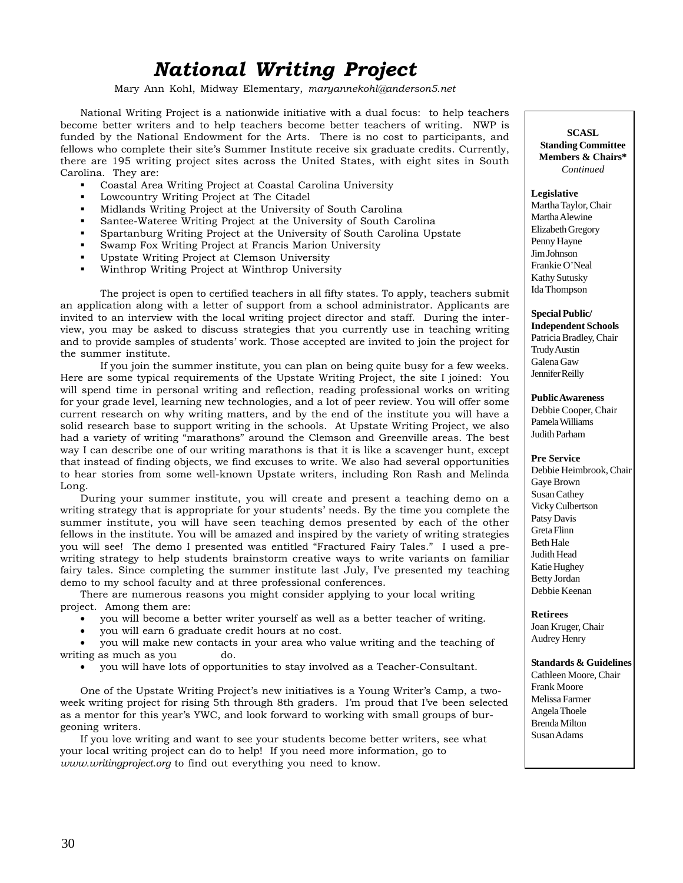# *National Writing Project*

Mary Ann Kohl, Midway Elementary, *maryannekohl@anderson5.net*

National Writing Project is a nationwide initiative with a dual focus: to help teachers become better writers and to help teachers become better teachers of writing. NWP is funded by the National Endowment for the Arts. There is no cost to participants, and fellows who complete their site's Summer Institute receive six graduate credits. Currently, there are 195 writing project sites across the United States, with eight sites in South Carolina. They are:

- Coastal Area Writing Project at Coastal Carolina University
- Lowcountry Writing Project at The Citadel
- Midlands Writing Project at the University of South Carolina
- Santee-Wateree Writing Project at the University of South Carolina
- Spartanburg Writing Project at the University of South Carolina Upstate
- Swamp Fox Writing Project at Francis Marion University
- Upstate Writing Project at Clemson University
- Winthrop Writing Project at Winthrop University

The project is open to certified teachers in all fifty states. To apply, teachers submit an application along with a letter of support from a school administrator. Applicants are invited to an interview with the local writing project director and staff. During the interview, you may be asked to discuss strategies that you currently use in teaching writing and to provide samples of students' work. Those accepted are invited to join the project for the summer institute.

If you join the summer institute, you can plan on being quite busy for a few weeks. Here are some typical requirements of the Upstate Writing Project, the site I joined: You will spend time in personal writing and reflection, reading professional works on writing for your grade level, learning new technologies, and a lot of peer review. You will offer some current research on why writing matters, and by the end of the institute you will have a solid research base to support writing in the schools. At Upstate Writing Project, we also had a variety of writing "marathons" around the Clemson and Greenville areas. The best way I can describe one of our writing marathons is that it is like a scavenger hunt, except that instead of finding objects, we find excuses to write. We also had several opportunities to hear stories from some well-known Upstate writers, including Ron Rash and Melinda Long.

During your summer institute, you will create and present a teaching demo on a writing strategy that is appropriate for your students' needs. By the time you complete the summer institute, you will have seen teaching demos presented by each of the other fellows in the institute. You will be amazed and inspired by the variety of writing strategies you will see! The demo I presented was entitled "Fractured Fairy Tales." I used a pre-writing strategy to help students brainstorm creative ways to write variants on familiar fairy tales. Since completing the summer institute last July, I've presented my teaching demo to my school faculty and at three professional conferences.

There are numerous reasons you might consider applying to your local writing project. Among them are:

- you will become a better writer yourself as well as a better teacher of writing.
- you will earn 6 graduate credit hours at no cost.
- you will make new contacts in your area who value writing and the teaching of writing as much as you do.
- you will have lots of opportunities to stay involved as a Teacher-Consultant.

One of the Upstate Writing Project's new initiatives is a Young Writer's Camp, a two-week writing project for rising 5th through 8th graders. I'm proud that I've been selected as a mentor for this year's YWC, and look forward to working with small groups of burgeoning writers.

If you love writing and want to see your students become better writers, see what your local writing project can do to help! If you need more information, go to *www.writingproject.org* to find out everything you need to know.

---

**SCASL Standing Committee Members & Chairs\***
*Continued*

**Legislative**
Martha Taylor, Chair
Martha Alewine
Elizabeth Gregory
Penny Hayne
Jim Johnson
Frankie O'Neal
Kathy Sutusky
Ida Thompson

**Special Public/ Independent Schools**
Patricia Bradley, Chair
Trudy Austin
Galena Gaw
Jennifer Reilly

**Public Awareness**
Debbie Cooper, Chair
Pamela Williams
Judith Parham

**Pre Service**
Debbie Heimbrook, Chair
Gaye Brown
Susan Cathey
Vicky Culbertson
Patsy Davis
Greta Flinn
Beth Hale
Judith Head
Katie Hughey
Betty Jordan
Debbie Keenan

**Retirees**
Joan Kruger, Chair
Audrey Henry

**Standards & Guidelines**
Cathleen Moore, Chair
Frank Moore
Melissa Farmer
Angela Thoele
Brenda Milton
Susan Adams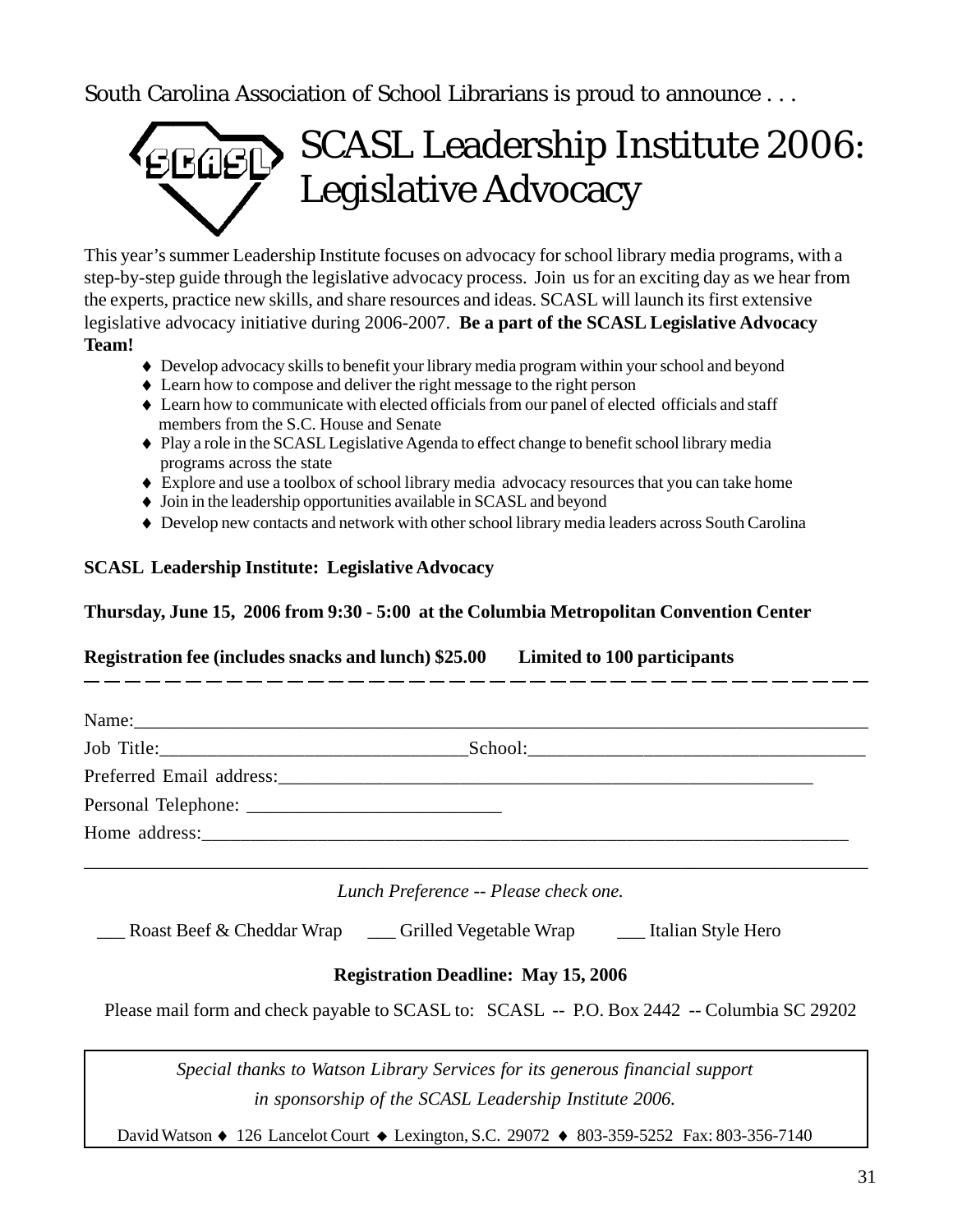South Carolina Association of School Librarians is proud to announce . . .

# SCASL Leadership Institute 2006: Legislative Advocacy

This year's summer Leadership Institute focuses on advocacy for school library media programs, with a step-by-step guide through the legislative advocacy process. Join us for an exciting day as we hear from the experts, practice new skills, and share resources and ideas. SCASL will launch its first extensive legislative advocacy initiative during 2006-2007. **Be a part of the SCASL Legislative Advocacy Team!**

- Develop advocacy skills to benefit your library media program within your school and beyond
- Learn how to compose and deliver the right message to the right person
- Learn how to communicate with elected officials from our panel of elected officials and staff members from the S.C. House and Senate
- Play a role in the SCASL Legislative Agenda to effect change to benefit school library media programs across the state
- Explore and use a toolbox of school library media advocacy resources that you can take home
- Join in the leadership opportunities available in SCASL and beyond
- Develop new contacts and network with other school library media leaders across South Carolina

**SCASL Leadership Institute: Legislative Advocacy**

**Thursday, June 15, 2006 from 9:30 - 5:00 at the Columbia Metropolitan Convention Center**

**Registration fee (includes snacks and lunch) $25.00 Limited to 100 participants**

---

Name:\_\_\_\_\_\_\_\_\_\_\_\_\_\_\_\_\_\_\_\_\_\_\_\_\_\_\_\_\_\_\_\_\_\_\_\_\_\_\_\_\_\_\_\_\_\_\_\_\_\_\_\_\_\_\_\_

Job Title:\_\_\_\_\_\_\_\_\_\_\_\_\_\_\_\_\_\_\_\_\_\_\_\_\_\_\_\_\_School:\_\_\_\_\_\_\_\_\_\_\_\_\_\_\_\_\_\_\_\_\_\_\_\_\_\_\_\_\_\_

Preferred Email address:\_\_\_\_\_\_\_\_\_\_\_\_\_\_\_\_\_\_\_\_\_\_\_\_\_\_\_\_\_\_\_\_\_\_\_\_\_\_\_\_\_\_\_\_

Personal Telephone: \_\_\_\_\_\_\_\_\_\_\_\_\_\_\_\_\_\_\_\_\_\_\_\_\_\_

Home address:\_\_\_\_\_\_\_\_\_\_\_\_\_\_\_\_\_\_\_\_\_\_\_\_\_\_\_\_\_\_\_\_\_\_\_\_\_\_\_\_\_\_\_\_\_\_\_\_\_\_\_\_\_\_

\_\_\_\_\_\_\_\_\_\_\_\_\_\_\_\_\_\_\_\_\_\_\_\_\_\_\_\_\_\_\_\_\_\_\_\_\_\_\_\_\_\_\_\_\_\_\_\_\_\_\_\_\_\_\_\_\_\_\_\_\_\_\_\_

*Lunch Preference -- Please check one.*

\_\_\_ Roast Beef & Cheddar Wrap \_\_\_ Grilled Vegetable Wrap \_\_\_ Italian Style Hero

**Registration Deadline: May 15, 2006**

Please mail form and check payable to SCASL to: SCASL -- P.O. Box 2442 -- Columbia SC 29202

*Special thanks to Watson Library Services for its generous financial support in sponsorship of the SCASL Leadership Institute 2006.*

David Watson ♦ 126 Lancelot Court ♦ Lexington, S.C. 29072 ♦ 803-359-5252 Fax: 803-356-7140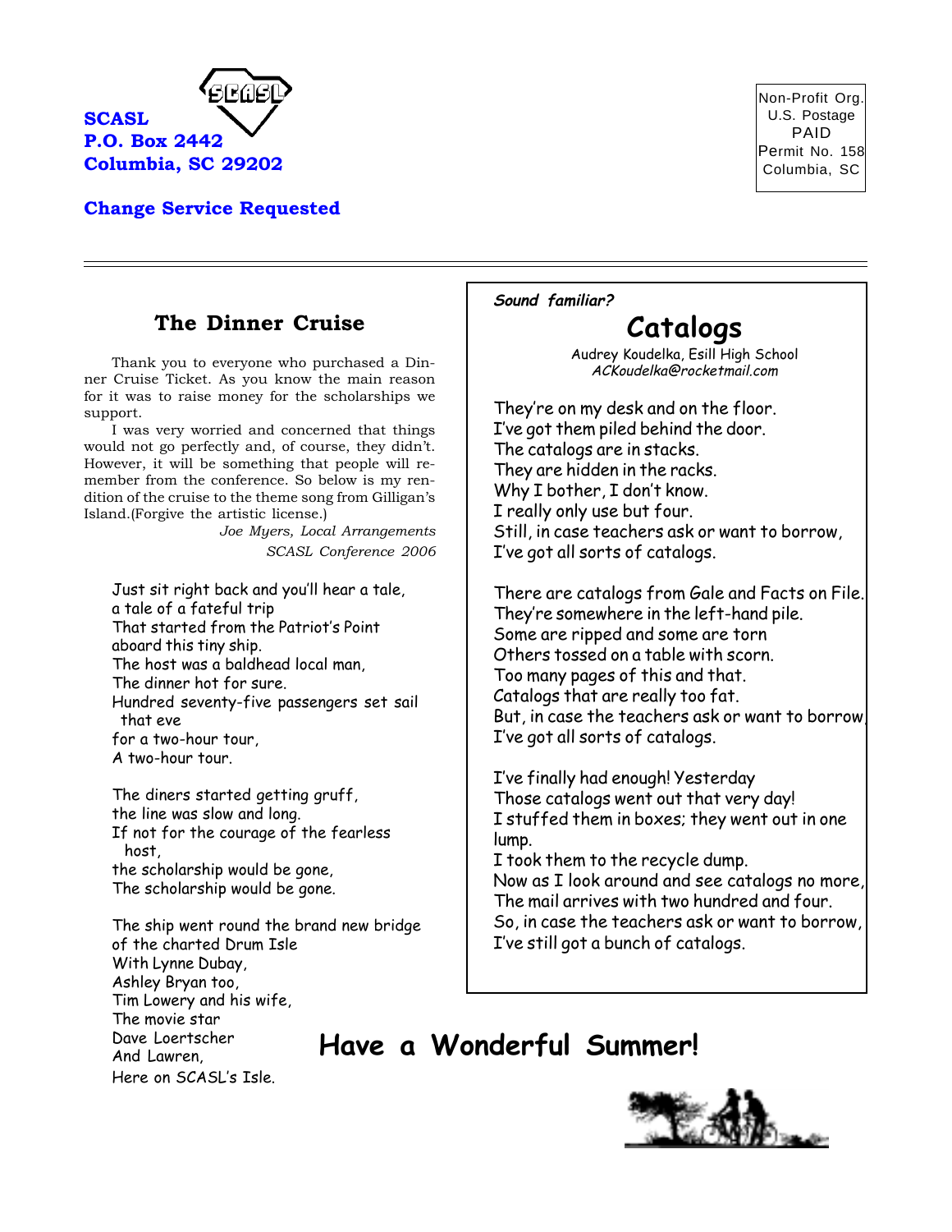**SCASL**
**P.O. Box 2442**
**Columbia, SC 29202**

**Change Service Requested**

Non-Profit Org.
U.S. Postage
PAID
Permit No. 158
Columbia, SC

## The Dinner Cruise

Thank you to everyone who purchased a Dinner Cruise Ticket. As you know the main reason for it was to raise money for the scholarships we support.

I was very worried and concerned that things would not go perfectly and, of course, they didn't. However, it will be something that people will remember from the conference. So below is my rendition of the cruise to the theme song from Gilligan's Island.(Forgive the artistic license.)

*Joe Myers, Local Arrangements*
*SCASL Conference 2006*

Just sit right back and you'll hear a tale,
a tale of a fateful trip
That started from the Patriot's Point
aboard this tiny ship.
The host was a baldhead local man,
The dinner hot for sure.
Hundred seventy-five passengers set sail
that eve
for a two-hour tour,
A two-hour tour.

The diners started getting gruff,
the line was slow and long.
If not for the courage of the fearless
host,
the scholarship would be gone,
The scholarship would be gone.

The ship went round the brand new bridge
of the charted Drum Isle
With Lynne Dubay,
Ashley Bryan too,
Tim Lowery and his wife,
The movie star
Dave Loertscher
And Lawren,
Here on SCASL's Isle.

***Sound familiar?***

## Catalogs

Audrey Koudelka, Esill High School
*ACKoudelka@rocketmail.com*

They're on my desk and on the floor.
I've got them piled behind the door.
The catalogs are in stacks.
They are hidden in the racks.
Why I bother, I don't know.
I really only use but four.
Still, in case teachers ask or want to borrow,
I've got all sorts of catalogs.

There are catalogs from Gale and Facts on File.
They're somewhere in the left-hand pile.
Some are ripped and some are torn
Others tossed on a table with scorn.
Too many pages of this and that.
Catalogs that are really too fat.
But, in case the teachers ask or want to borrow,
I've got all sorts of catalogs.

I've finally had enough! Yesterday
Those catalogs went out that very day!
I stuffed them in boxes; they went out in one lump.
I took them to the recycle dump.
Now as I look around and see catalogs no more,
The mail arrives with two hundred and four.
So, in case the teachers ask or want to borrow,
I've still got a bunch of catalogs.

# Have a Wonderful Summer!